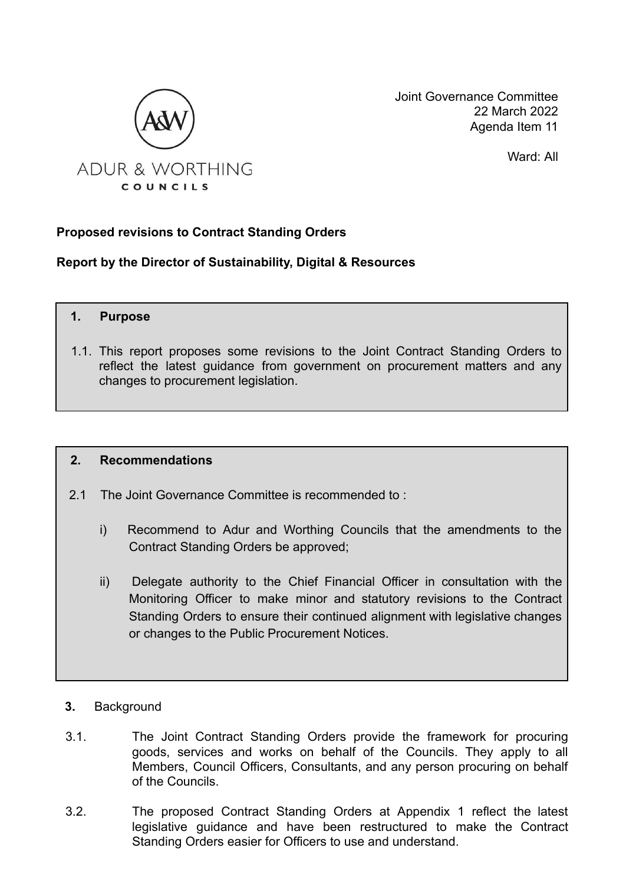ADUR & WORTHING COUNCILS

Joint Governance Committee
22 March 2022
Agenda Item 11

Ward: All

**Proposed revisions to Contract Standing Orders**

**Report by the Director of Sustainability, Digital & Resources**

## 1. Purpose

1.1. This report proposes some revisions to the Joint Contract Standing Orders to reflect the latest guidance from government on procurement matters and any changes to procurement legislation.

## 2. Recommendations

2.1 The Joint Governance Committee is recommended to :

i) Recommend to Adur and Worthing Councils that the amendments to the Contract Standing Orders be approved;

ii) Delegate authority to the Chief Financial Officer in consultation with the Monitoring Officer to make minor and statutory revisions to the Contract Standing Orders to ensure their continued alignment with legislative changes or changes to the Public Procurement Notices.

## 3. Background

3.1. The Joint Contract Standing Orders provide the framework for procuring goods, services and works on behalf of the Councils. They apply to all Members, Council Officers, Consultants, and any person procuring on behalf of the Councils.

3.2. The proposed Contract Standing Orders at Appendix 1 reflect the latest legislative guidance and have been restructured to make the Contract Standing Orders easier for Officers to use and understand.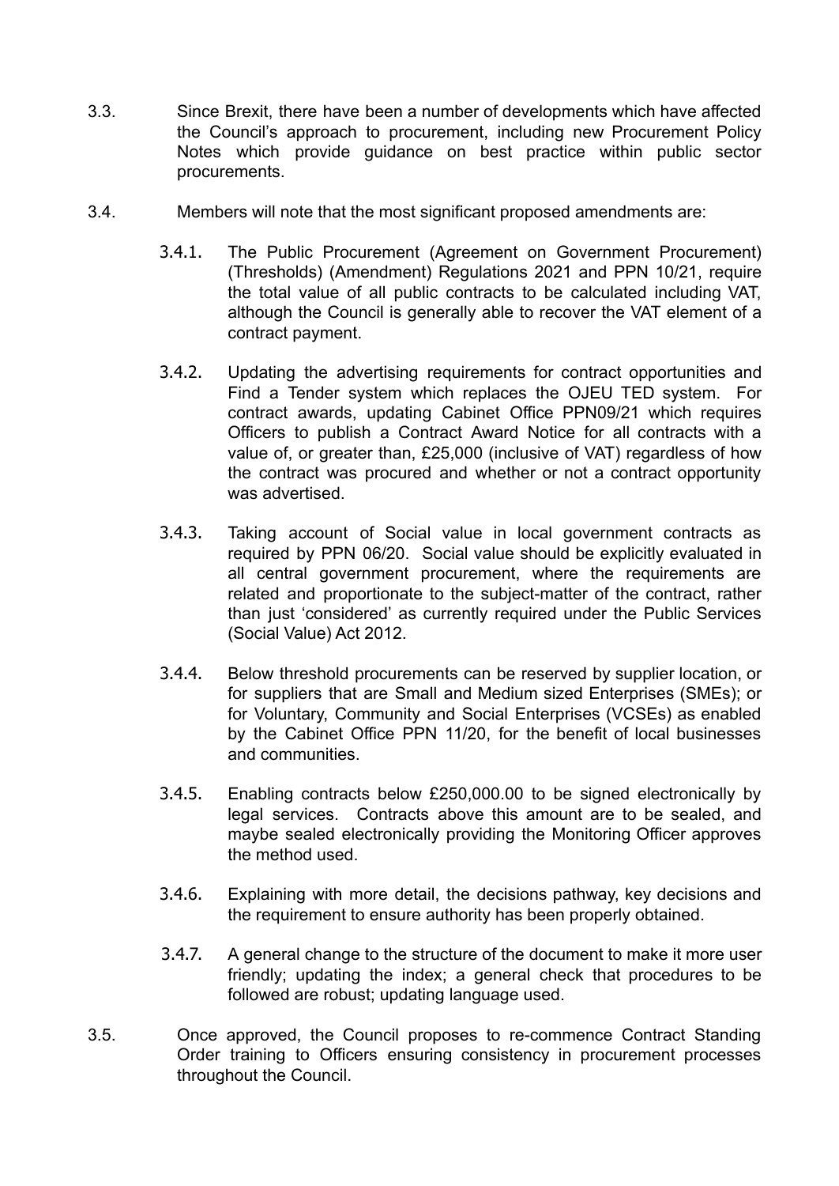3.3. Since Brexit, there have been a number of developments which have affected the Council's approach to procurement, including new Procurement Policy Notes which provide guidance on best practice within public sector procurements.

3.4. Members will note that the most significant proposed amendments are:

3.4.1. The Public Procurement (Agreement on Government Procurement) (Thresholds) (Amendment) Regulations 2021 and PPN 10/21, require the total value of all public contracts to be calculated including VAT, although the Council is generally able to recover the VAT element of a contract payment.

3.4.2. Updating the advertising requirements for contract opportunities and Find a Tender system which replaces the OJEU TED system. For contract awards, updating Cabinet Office PPN09/21 which requires Officers to publish a Contract Award Notice for all contracts with a value of, or greater than, £25,000 (inclusive of VAT) regardless of how the contract was procured and whether or not a contract opportunity was advertised.

3.4.3. Taking account of Social value in local government contracts as required by PPN 06/20. Social value should be explicitly evaluated in all central government procurement, where the requirements are related and proportionate to the subject-matter of the contract, rather than just 'considered' as currently required under the Public Services (Social Value) Act 2012.

3.4.4. Below threshold procurements can be reserved by supplier location, or for suppliers that are Small and Medium sized Enterprises (SMEs); or for Voluntary, Community and Social Enterprises (VCSEs) as enabled by the Cabinet Office PPN 11/20, for the benefit of local businesses and communities.

3.4.5. Enabling contracts below £250,000.00 to be signed electronically by legal services. Contracts above this amount are to be sealed, and maybe sealed electronically providing the Monitoring Officer approves the method used.

3.4.6. Explaining with more detail, the decisions pathway, key decisions and the requirement to ensure authority has been properly obtained.

3.4.7. A general change to the structure of the document to make it more user friendly; updating the index; a general check that procedures to be followed are robust; updating language used.

3.5. Once approved, the Council proposes to re-commence Contract Standing Order training to Officers ensuring consistency in procurement processes throughout the Council.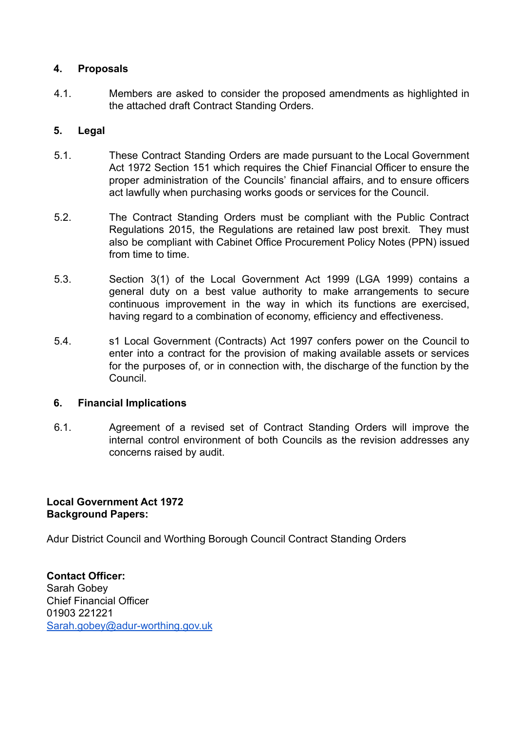## 4. Proposals

4.1. Members are asked to consider the proposed amendments as highlighted in the attached draft Contract Standing Orders.

## 5. Legal

5.1. These Contract Standing Orders are made pursuant to the Local Government Act 1972 Section 151 which requires the Chief Financial Officer to ensure the proper administration of the Councils' financial affairs, and to ensure officers act lawfully when purchasing works goods or services for the Council.

5.2. The Contract Standing Orders must be compliant with the Public Contract Regulations 2015, the Regulations are retained law post brexit. They must also be compliant with Cabinet Office Procurement Policy Notes (PPN) issued from time to time.

5.3. Section 3(1) of the Local Government Act 1999 (LGA 1999) contains a general duty on a best value authority to make arrangements to secure continuous improvement in the way in which its functions are exercised, having regard to a combination of economy, efficiency and effectiveness.

5.4. s1 Local Government (Contracts) Act 1997 confers power on the Council to enter into a contract for the provision of making available assets or services for the purposes of, or in connection with, the discharge of the function by the Council.

## 6. Financial Implications

6.1. Agreement of a revised set of Contract Standing Orders will improve the internal control environment of both Councils as the revision addresses any concerns raised by audit.

**Local Government Act 1972**
**Background Papers:**

Adur District Council and Worthing Borough Council Contract Standing Orders

**Contact Officer:**
Sarah Gobey
Chief Financial Officer
01903 221221
Sarah.gobey@adur-worthing.gov.uk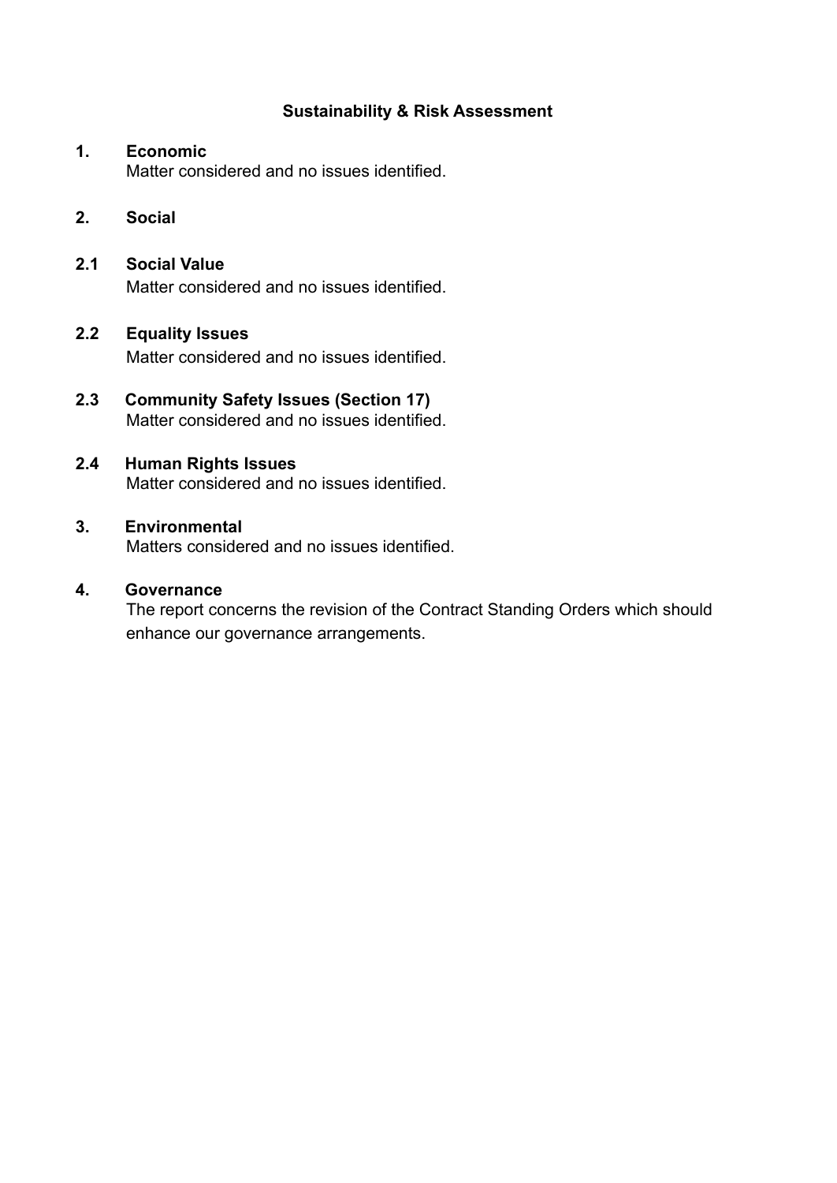## Sustainability & Risk Assessment

### 1. Economic

Matter considered and no issues identified.

### 2. Social

#### 2.1 Social Value

Matter considered and no issues identified.

#### 2.2 Equality Issues

Matter considered and no issues identified.

#### 2.3 Community Safety Issues (Section 17)

Matter considered and no issues identified.

#### 2.4 Human Rights Issues

Matter considered and no issues identified.

### 3. Environmental

Matters considered and no issues identified.

### 4. Governance

The report concerns the revision of the Contract Standing Orders which should enhance our governance arrangements.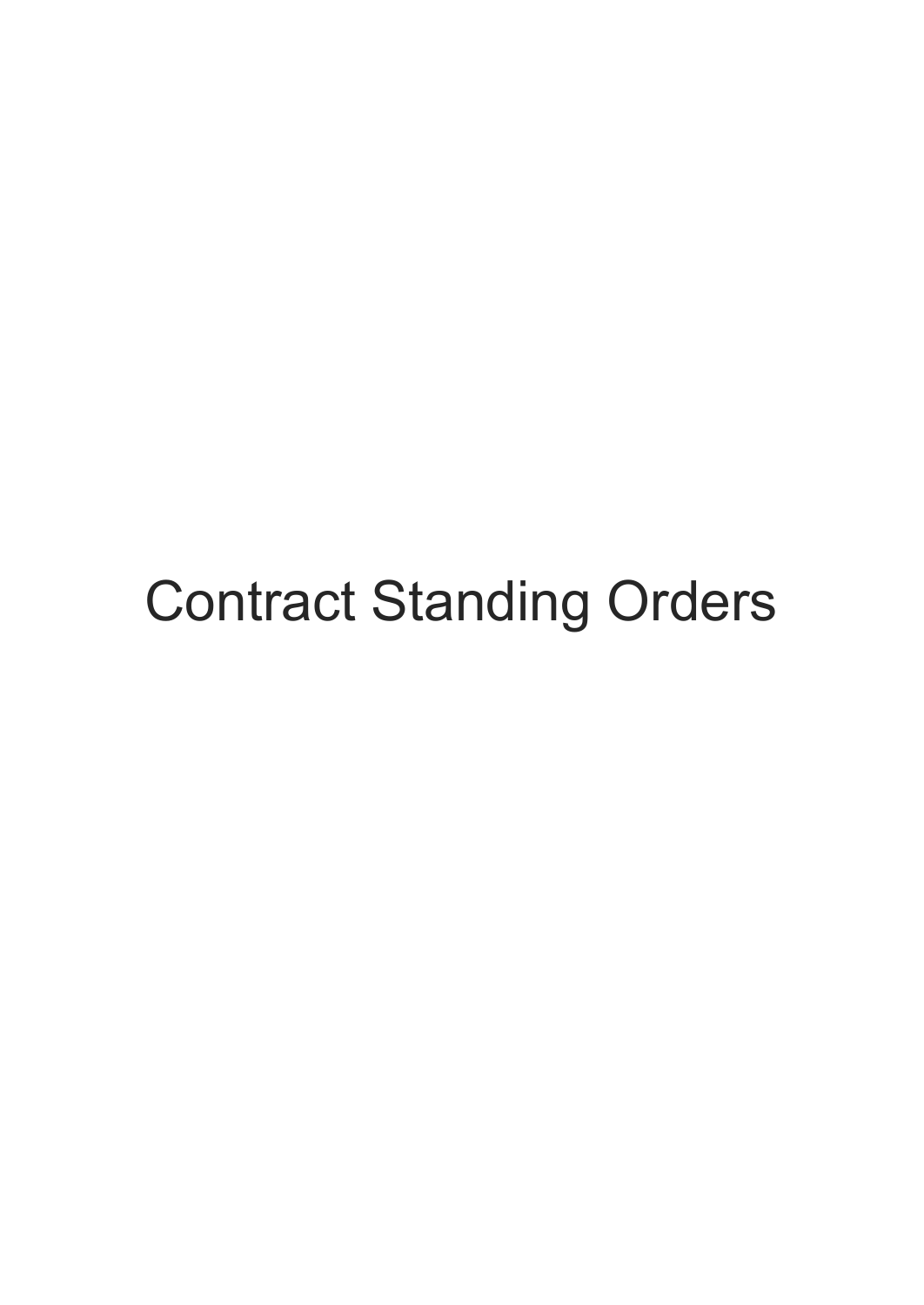# Contract Standing Orders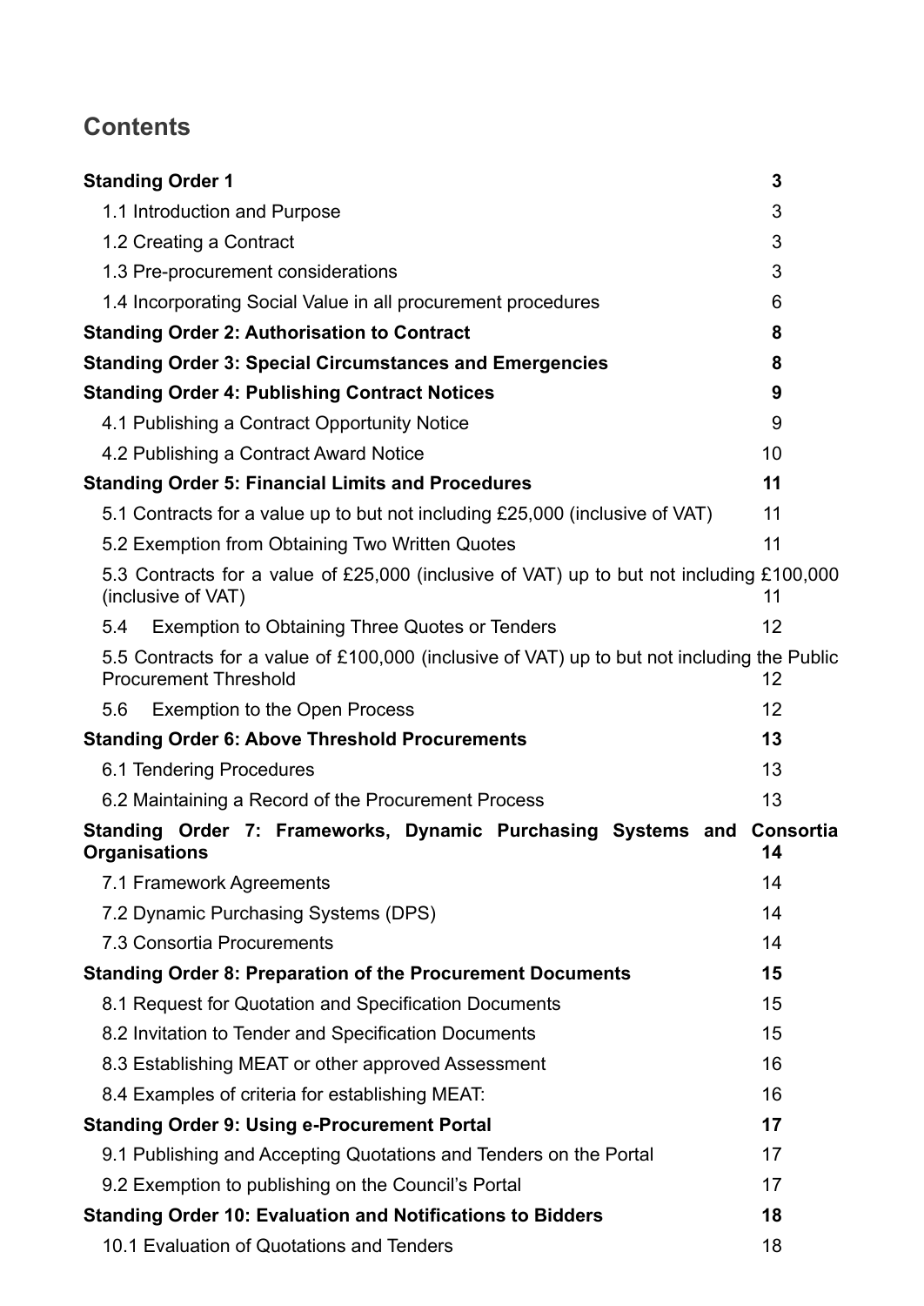## Contents

| | |
|---|---|
| **Standing Order 1** | **3** |
| 1.1 Introduction and Purpose | 3 |
| 1.2 Creating a Contract | 3 |
| 1.3 Pre-procurement considerations | 3 |
| 1.4 Incorporating Social Value in all procurement procedures | 6 |
| **Standing Order 2: Authorisation to Contract** | **8** |
| **Standing Order 3: Special Circumstances and Emergencies** | **8** |
| **Standing Order 4: Publishing Contract Notices** | **9** |
| 4.1 Publishing a Contract Opportunity Notice | 9 |
| 4.2 Publishing a Contract Award Notice | 10 |
| **Standing Order 5: Financial Limits and Procedures** | **11** |
| 5.1 Contracts for a value up to but not including £25,000 (inclusive of VAT) | 11 |
| 5.2 Exemption from Obtaining Two Written Quotes | 11 |
| 5.3 Contracts for a value of £25,000 (inclusive of VAT) up to but not including £100,000 (inclusive of VAT) | 11 |
| 5.4 Exemption to Obtaining Three Quotes or Tenders | 12 |
| 5.5 Contracts for a value of £100,000 (inclusive of VAT) up to but not including the Public Procurement Threshold | 12 |
| 5.6 Exemption to the Open Process | 12 |
| **Standing Order 6: Above Threshold Procurements** | **13** |
| 6.1 Tendering Procedures | 13 |
| 6.2 Maintaining a Record of the Procurement Process | 13 |
| **Standing Order 7: Frameworks, Dynamic Purchasing Systems and Consortia Organisations** | **14** |
| 7.1 Framework Agreements | 14 |
| 7.2 Dynamic Purchasing Systems (DPS) | 14 |
| 7.3 Consortia Procurements | 14 |
| **Standing Order 8: Preparation of the Procurement Documents** | **15** |
| 8.1 Request for Quotation and Specification Documents | 15 |
| 8.2 Invitation to Tender and Specification Documents | 15 |
| 8.3 Establishing MEAT or other approved Assessment | 16 |
| 8.4 Examples of criteria for establishing MEAT: | 16 |
| **Standing Order 9: Using e-Procurement Portal** | **17** |
| 9.1 Publishing and Accepting Quotations and Tenders on the Portal | 17 |
| 9.2 Exemption to publishing on the Council's Portal | 17 |
| **Standing Order 10: Evaluation and Notifications to Bidders** | **18** |
| 10.1 Evaluation of Quotations and Tenders | 18 |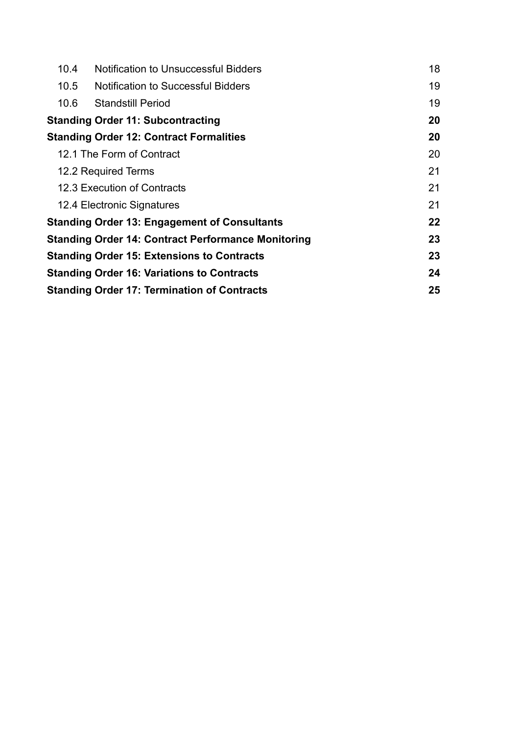| | | |
|---|---|---|
| 10.4 | Notification to Unsuccessful Bidders | 18 |
| 10.5 | Notification to Successful Bidders | 19 |
| 10.6 | Standstill Period | 19 |
| **Standing Order 11: Subcontracting** | | **20** |
| **Standing Order 12: Contract Formalities** | | **20** |
| 12.1 The Form of Contract | | 20 |
| 12.2 Required Terms | | 21 |
| 12.3 Execution of Contracts | | 21 |
| 12.4 Electronic Signatures | | 21 |
| **Standing Order 13: Engagement of Consultants** | | **22** |
| **Standing Order 14: Contract Performance Monitoring** | | **23** |
| **Standing Order 15: Extensions to Contracts** | | **23** |
| **Standing Order 16: Variations to Contracts** | | **24** |
| **Standing Order 17: Termination of Contracts** | | **25** |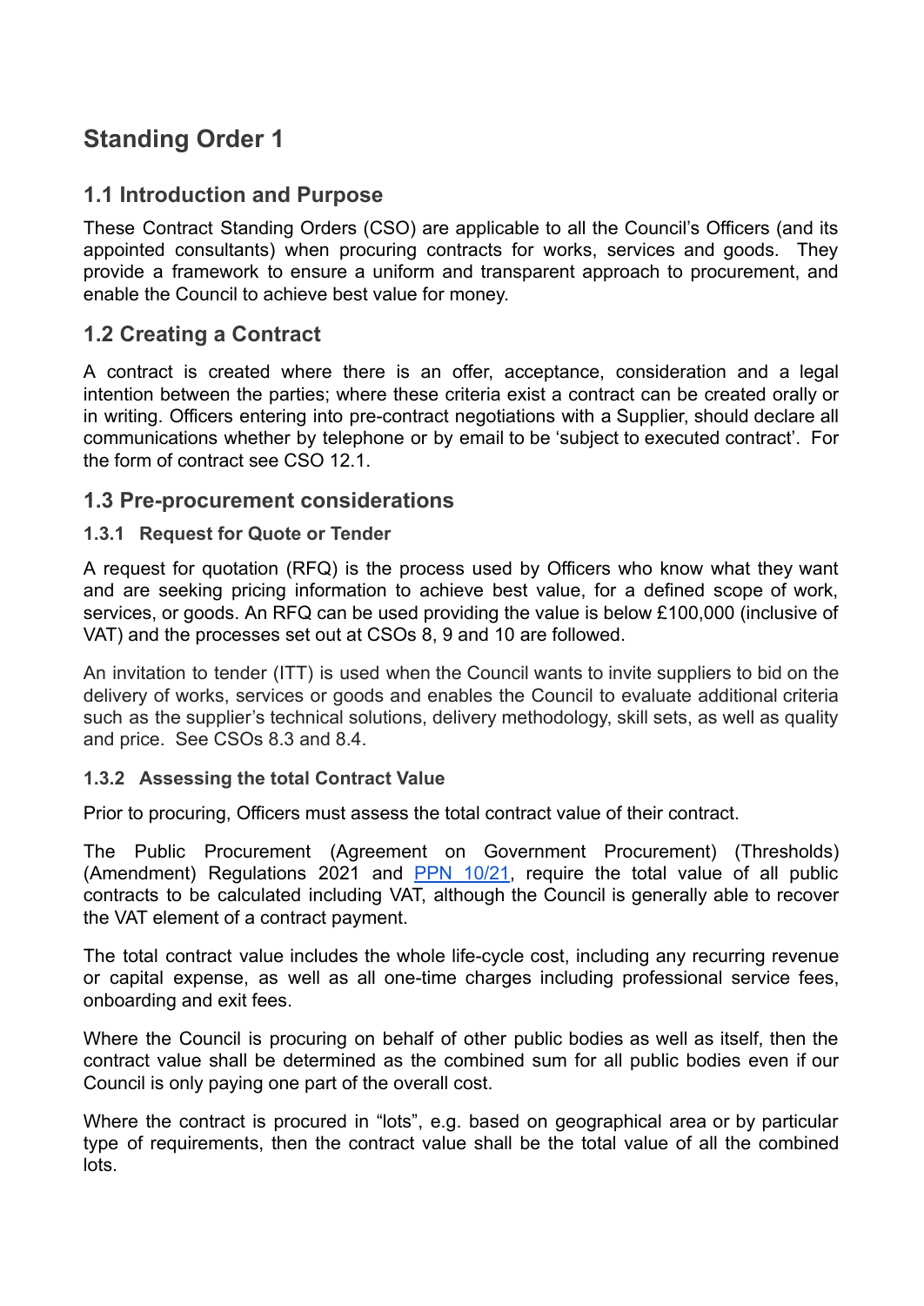# Standing Order 1

## 1.1 Introduction and Purpose

These Contract Standing Orders (CSO) are applicable to all the Council's Officers (and its appointed consultants) when procuring contracts for works, services and goods. They provide a framework to ensure a uniform and transparent approach to procurement, and enable the Council to achieve best value for money.

## 1.2 Creating a Contract

A contract is created where there is an offer, acceptance, consideration and a legal intention between the parties; where these criteria exist a contract can be created orally or in writing. Officers entering into pre-contract negotiations with a Supplier, should declare all communications whether by telephone or by email to be 'subject to executed contract'. For the form of contract see CSO 12.1.

## 1.3 Pre-procurement considerations

### 1.3.1 Request for Quote or Tender

A request for quotation (RFQ) is the process used by Officers who know what they want and are seeking pricing information to achieve best value, for a defined scope of work, services, or goods. An RFQ can be used providing the value is below £100,000 (inclusive of VAT) and the processes set out at CSOs 8, 9 and 10 are followed.

An invitation to tender (ITT) is used when the Council wants to invite suppliers to bid on the delivery of works, services or goods and enables the Council to evaluate additional criteria such as the supplier's technical solutions, delivery methodology, skill sets, as well as quality and price. See CSOs 8.3 and 8.4.

### 1.3.2 Assessing the total Contract Value

Prior to procuring, Officers must assess the total contract value of their contract.

The Public Procurement (Agreement on Government Procurement) (Thresholds) (Amendment) Regulations 2021 and PPN 10/21, require the total value of all public contracts to be calculated including VAT, although the Council is generally able to recover the VAT element of a contract payment.

The total contract value includes the whole life-cycle cost, including any recurring revenue or capital expense, as well as all one-time charges including professional service fees, onboarding and exit fees.

Where the Council is procuring on behalf of other public bodies as well as itself, then the contract value shall be determined as the combined sum for all public bodies even if our Council is only paying one part of the overall cost.

Where the contract is procured in "lots", e.g. based on geographical area or by particular type of requirements, then the contract value shall be the total value of all the combined lots.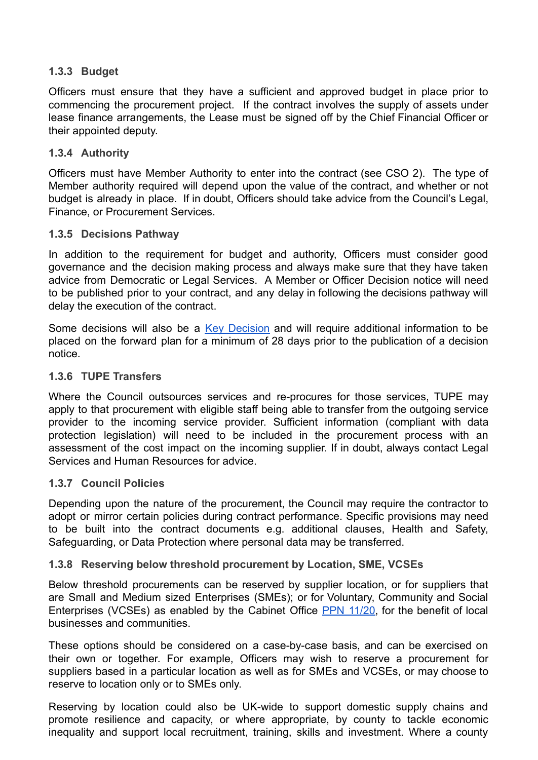### 1.3.3 Budget

Officers must ensure that they have a sufficient and approved budget in place prior to commencing the procurement project. If the contract involves the supply of assets under lease finance arrangements, the Lease must be signed off by the Chief Financial Officer or their appointed deputy.

### 1.3.4 Authority

Officers must have Member Authority to enter into the contract (see CSO 2). The type of Member authority required will depend upon the value of the contract, and whether or not budget is already in place. If in doubt, Officers should take advice from the Council's Legal, Finance, or Procurement Services.

### 1.3.5 Decisions Pathway

In addition to the requirement for budget and authority, Officers must consider good governance and the decision making process and always make sure that they have taken advice from Democratic or Legal Services. A Member or Officer Decision notice will need to be published prior to your contract, and any delay in following the decisions pathway will delay the execution of the contract.

Some decisions will also be a Key Decision and will require additional information to be placed on the forward plan for a minimum of 28 days prior to the publication of a decision notice.

### 1.3.6 TUPE Transfers

Where the Council outsources services and re-procures for those services, TUPE may apply to that procurement with eligible staff being able to transfer from the outgoing service provider to the incoming service provider. Sufficient information (compliant with data protection legislation) will need to be included in the procurement process with an assessment of the cost impact on the incoming supplier. If in doubt, always contact Legal Services and Human Resources for advice.

### 1.3.7 Council Policies

Depending upon the nature of the procurement, the Council may require the contractor to adopt or mirror certain policies during contract performance. Specific provisions may need to be built into the contract documents e.g. additional clauses, Health and Safety, Safeguarding, or Data Protection where personal data may be transferred.

### 1.3.8 Reserving below threshold procurement by Location, SME, VCSEs

Below threshold procurements can be reserved by supplier location, or for suppliers that are Small and Medium sized Enterprises (SMEs); or for Voluntary, Community and Social Enterprises (VCSEs) as enabled by the Cabinet Office PPN 11/20, for the benefit of local businesses and communities.

These options should be considered on a case-by-case basis, and can be exercised on their own or together. For example, Officers may wish to reserve a procurement for suppliers based in a particular location as well as for SMEs and VCSEs, or may choose to reserve to location only or to SMEs only.

Reserving by location could also be UK-wide to support domestic supply chains and promote resilience and capacity, or where appropriate, by county to tackle economic inequality and support local recruitment, training, skills and investment. Where a county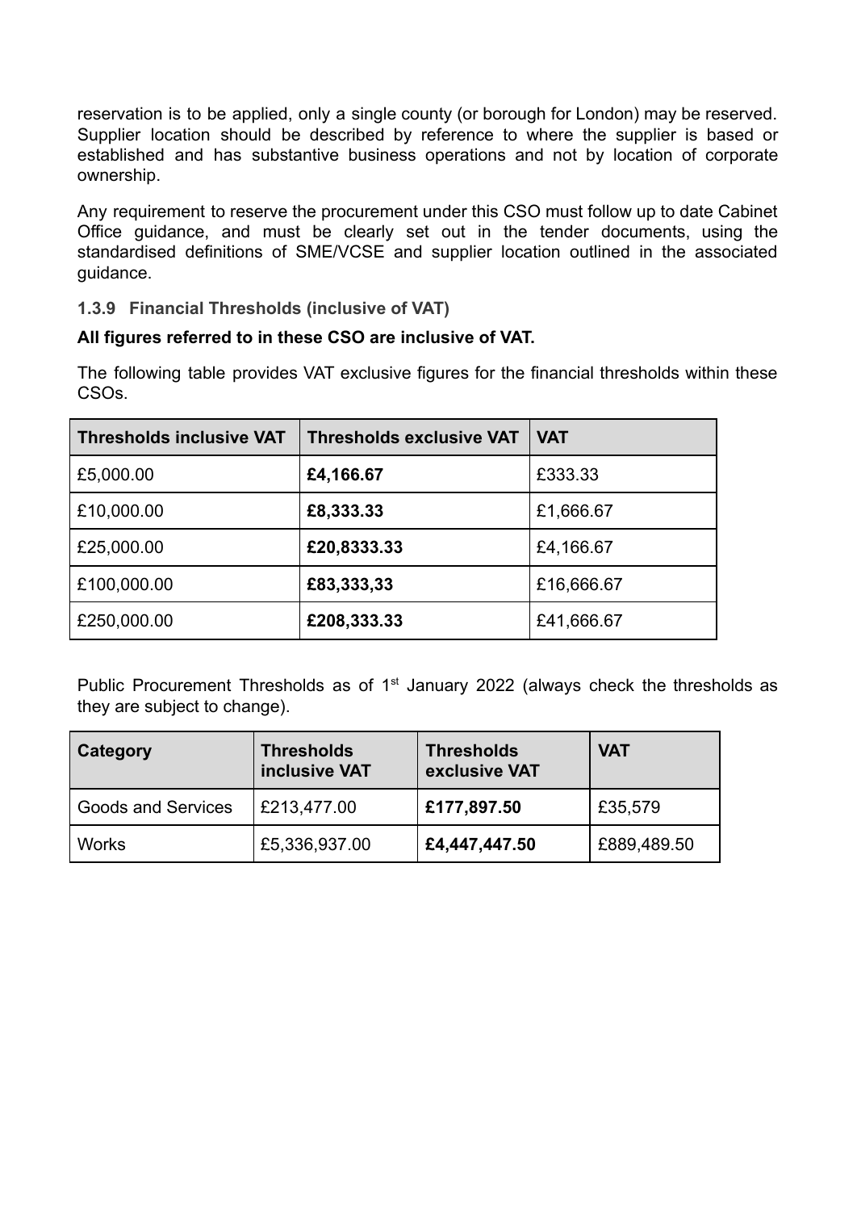reservation is to be applied, only a single county (or borough for London) may be reserved. Supplier location should be described by reference to where the supplier is based or established and has substantive business operations and not by location of corporate ownership.

Any requirement to reserve the procurement under this CSO must follow up to date Cabinet Office guidance, and must be clearly set out in the tender documents, using the standardised definitions of SME/VCSE and supplier location outlined in the associated guidance.

### 1.3.9 Financial Thresholds (inclusive of VAT)

**All figures referred to in these CSO are inclusive of VAT.**

The following table provides VAT exclusive figures for the financial thresholds within these CSOs.

| Thresholds inclusive VAT | Thresholds exclusive VAT | VAT |
|---|---|---|
| £5,000.00 | **£4,166.67** | £333.33 |
| £10,000.00 | **£8,333.33** | £1,666.67 |
| £25,000.00 | **£20,8333.33** | £4,166.67 |
| £100,000.00 | **£83,333,33** | £16,666.67 |
| £250,000.00 | **£208,333.33** | £41,666.67 |

Public Procurement Thresholds as of 1st January 2022 (always check the thresholds as they are subject to change).

| Category | Thresholds inclusive VAT | Thresholds exclusive VAT | VAT |
|---|---|---|---|
| Goods and Services | £213,477.00 | **£177,897.50** | £35,579 |
| Works | £5,336,937.00 | **£4,447,447.50** | £889,489.50 |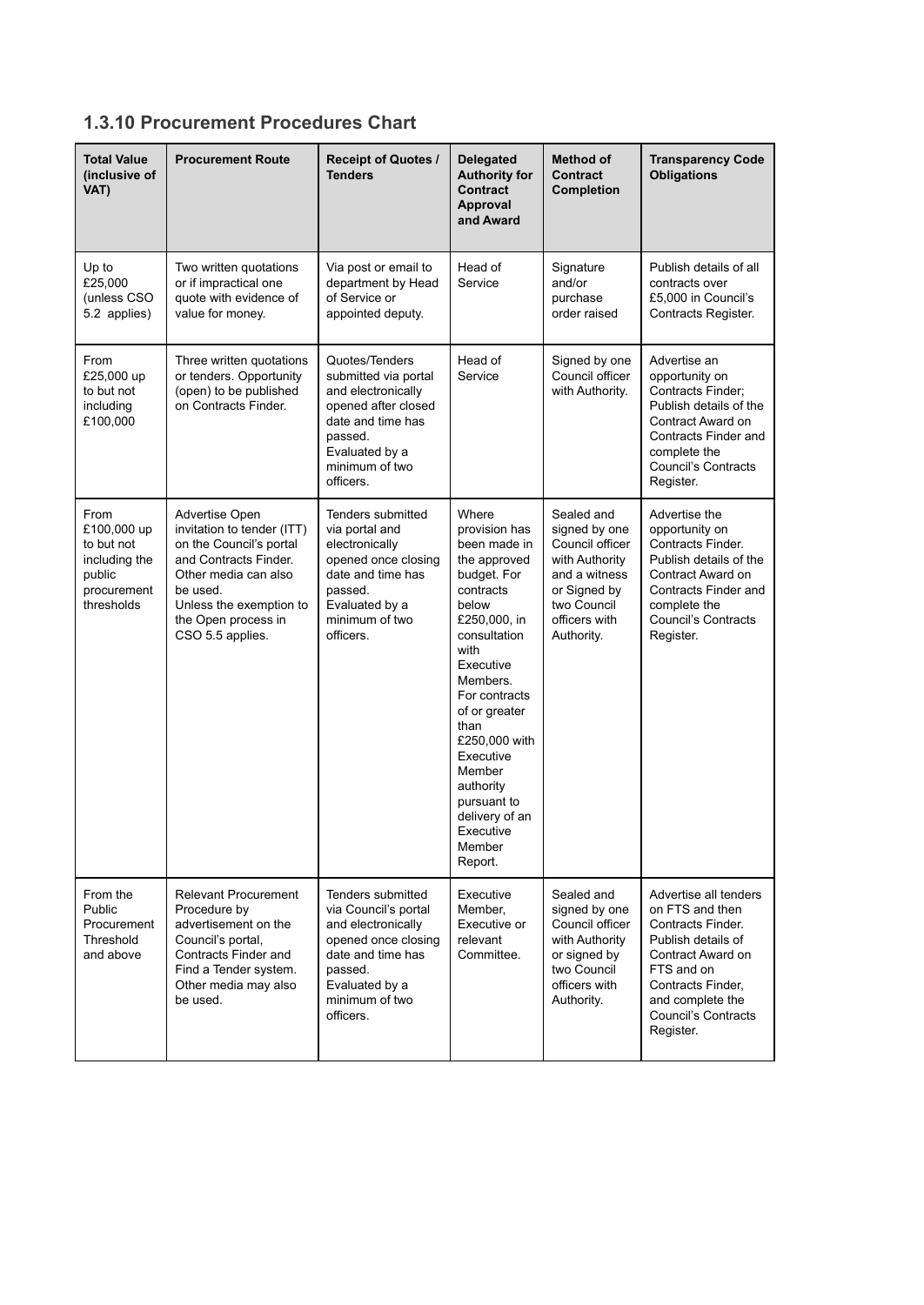### 1.3.10 Procurement Procedures Chart

| Total Value (inclusive of VAT) | Procurement Route | Receipt of Quotes / Tenders | Delegated Authority for Contract Approval and Award | Method of Contract Completion | Transparency Code Obligations |
|---|---|---|---|---|---|
| Up to £25,000 (unless CSO 5.2 applies) | Two written quotations or if impractical one quote with evidence of value for money. | Via post or email to department by Head of Service or appointed deputy. | Head of Service | Signature and/or purchase order raised | Publish details of all contracts over £5,000 in Council's Contracts Register. |
| From £25,000 up to but not including £100,000 | Three written quotations or tenders. Opportunity (open) to be published on Contracts Finder. | Quotes/Tenders submitted via portal and electronically opened after closed date and time has passed. Evaluated by a minimum of two officers. | Head of Service | Signed by one Council officer with Authority. | Advertise an opportunity on Contracts Finder; Publish details of the Contract Award on Contracts Finder and complete the Council's Contracts Register. |
| From £100,000 up to but not including the public procurement thresholds | Advertise Open invitation to tender (ITT) on the Council's portal and Contracts Finder. Other media can also be used. Unless the exemption to the Open process in CSO 5.5 applies. | Tenders submitted via portal and electronically opened once closing date and time has passed. Evaluated by a minimum of two officers. | Where provision has been made in the approved budget. For contracts below £250,000, in consultation with Executive Members. For contracts of or greater than £250,000 with Executive Member authority pursuant to delivery of an Executive Member Report. | Sealed and signed by one Council officer with Authority and a witness or Signed by two Council officers with Authority. | Advertise the opportunity on Contracts Finder. Publish details of the Contract Award on Contracts Finder and complete the Council's Contracts Register. |
| From the Public Procurement Threshold and above | Relevant Procurement Procedure by advertisement on the Council's portal, Contracts Finder and Find a Tender system. Other media may also be used. | Tenders submitted via Council's portal and electronically opened once closing date and time has passed. Evaluated by a minimum of two officers. | Executive Member, Executive or relevant Committee. | Sealed and signed by one Council officer with Authority or signed by two Council officers with Authority. | Advertise all tenders on FTS and then Contracts Finder. Publish details of Contract Award on FTS and on Contracts Finder, and complete the Council's Contracts Register. |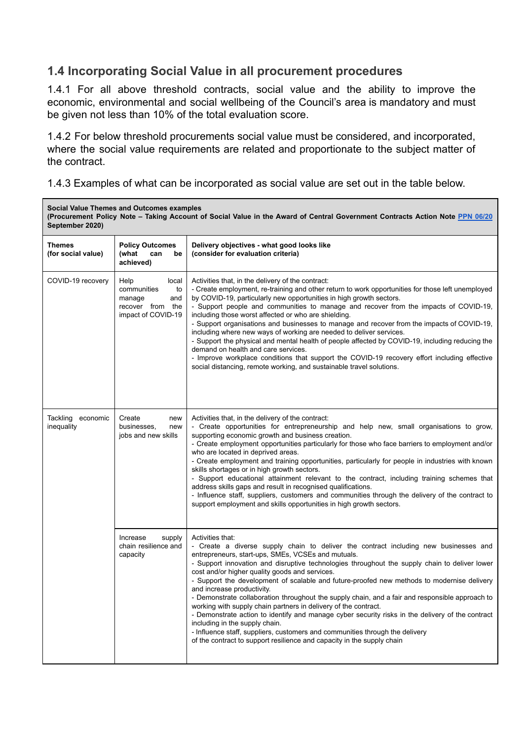## 1.4 Incorporating Social Value in all procurement procedures

1.4.1 For all above threshold contracts, social value and the ability to improve the economic, environmental and social wellbeing of the Council's area is mandatory and must be given not less than 10% of the total evaluation score.

1.4.2 For below threshold procurements social value must be considered, and incorporated, where the social value requirements are related and proportionate to the subject matter of the contract.

1.4.3 Examples of what can be incorporated as social value are set out in the table below.

**Social Value Themes and Outcomes examples**
**(Procurement Policy Note – Taking Account of Social Value in the Award of Central Government Contracts Action Note [PPN 06/20](PPN 06/20) September 2020)**

| **Themes (for social value)** | **Policy Outcomes (what can be achieved)** | **Delivery objectives - what good looks like (consider for evaluation criteria)** |
|---|---|---|
| COVID-19 recovery | Help local communities to manage and recover from the impact of COVID-19 | Activities that, in the delivery of the contract:<br>- Create employment, re-training and other return to work opportunities for those left unemployed by COVID-19, particularly new opportunities in high growth sectors.<br>- Support people and communities to manage and recover from the impacts of COVID-19, including those worst affected or who are shielding.<br>- Support organisations and businesses to manage and recover from the impacts of COVID-19, including where new ways of working are needed to deliver services.<br>- Support the physical and mental health of people affected by COVID-19, including reducing the demand on health and care services.<br>- Improve workplace conditions that support the COVID-19 recovery effort including effective social distancing, remote working, and sustainable travel solutions. |
| Tackling economic inequality | Create new businesses, new jobs and new skills | Activities that, in the delivery of the contract:<br>- Create opportunities for entrepreneurship and help new, small organisations to grow, supporting economic growth and business creation.<br>- Create employment opportunities particularly for those who face barriers to employment and/or who are located in deprived areas.<br>- Create employment and training opportunities, particularly for people in industries with known skills shortages or in high growth sectors.<br>- Support educational attainment relevant to the contract, including training schemes that address skills gaps and result in recognised qualifications.<br>- Influence staff, suppliers, customers and communities through the delivery of the contract to support employment and skills opportunities in high growth sectors. |
| | Increase supply chain resilience and capacity | Activities that:<br>- Create a diverse supply chain to deliver the contract including new businesses and entrepreneurs, start-ups, SMEs, VCSEs and mutuals.<br>- Support innovation and disruptive technologies throughout the supply chain to deliver lower cost and/or higher quality goods and services.<br>- Support the development of scalable and future-proofed new methods to modernise delivery and increase productivity.<br>- Demonstrate collaboration throughout the supply chain, and a fair and responsible approach to working with supply chain partners in delivery of the contract.<br>- Demonstrate action to identify and manage cyber security risks in the delivery of the contract including in the supply chain.<br>- Influence staff, suppliers, customers and communities through the delivery of the contract to support resilience and capacity in the supply chain |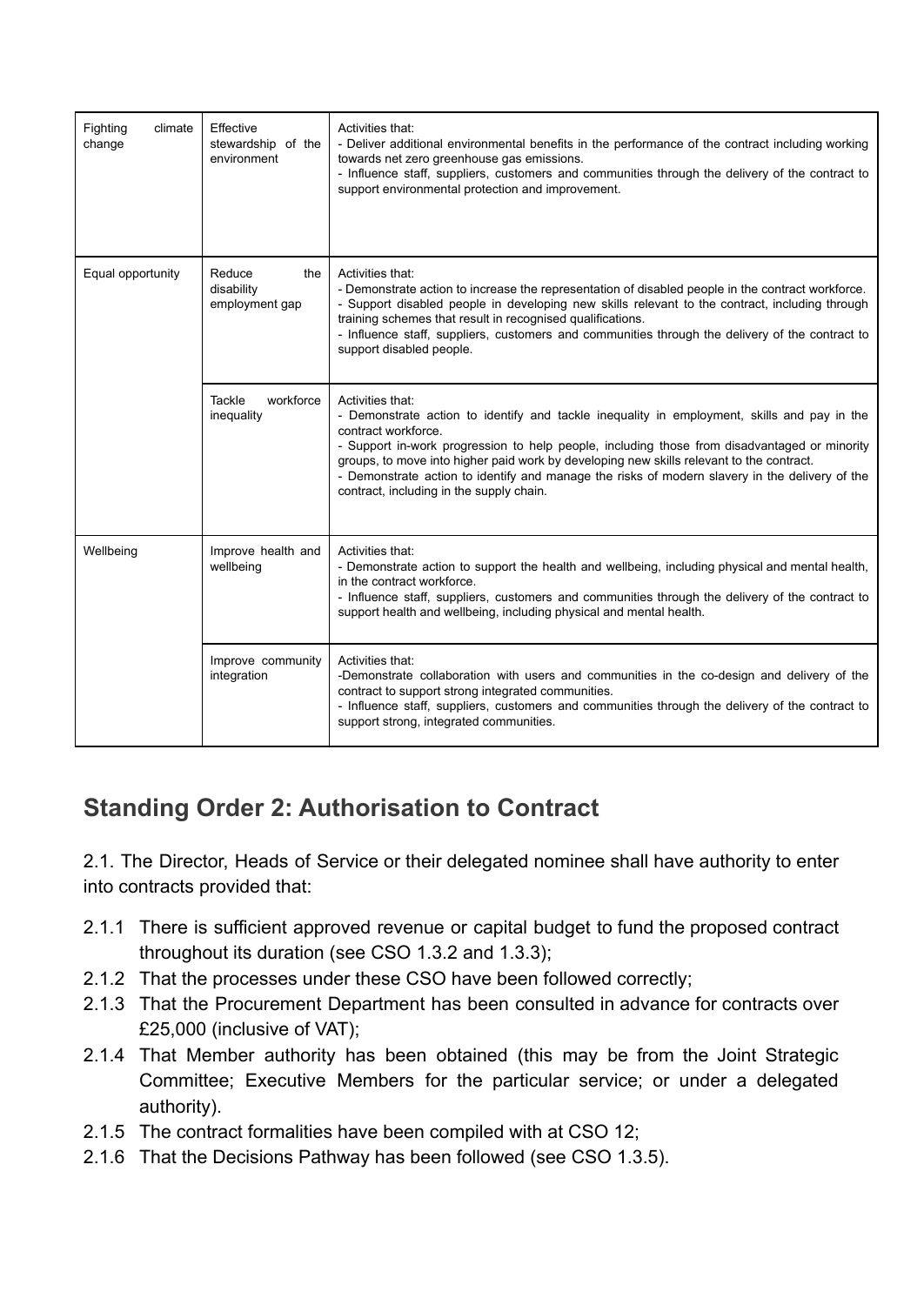| Fighting climate change | Effective stewardship of the environment | Activities that:<br>- Deliver additional environmental benefits in the performance of the contract including working towards net zero greenhouse gas emissions.<br>- Influence staff, suppliers, customers and communities through the delivery of the contract to support environmental protection and improvement. |
|---|---|---|
| Equal opportunity | Reduce the disability employment gap | Activities that:<br>- Demonstrate action to increase the representation of disabled people in the contract workforce.<br>- Support disabled people in developing new skills relevant to the contract, including through training schemes that result in recognised qualifications.<br>- Influence staff, suppliers, customers and communities through the delivery of the contract to support disabled people. |
| | Tackle workforce inequality | Activities that:<br>- Demonstrate action to identify and tackle inequality in employment, skills and pay in the contract workforce.<br>- Support in-work progression to help people, including those from disadvantaged or minority groups, to move into higher paid work by developing new skills relevant to the contract.<br>- Demonstrate action to identify and manage the risks of modern slavery in the delivery of the contract, including in the supply chain. |
| Wellbeing | Improve health and wellbeing | Activities that:<br>- Demonstrate action to support the health and wellbeing, including physical and mental health, in the contract workforce.<br>- Influence staff, suppliers, customers and communities through the delivery of the contract to support health and wellbeing, including physical and mental health. |
| | Improve community integration | Activities that:<br>-Demonstrate collaboration with users and communities in the co-design and delivery of the contract to support strong integrated communities.<br>- Influence staff, suppliers, customers and communities through the delivery of the contract to support strong, integrated communities. |

## Standing Order 2: Authorisation to Contract

2.1. The Director, Heads of Service or their delegated nominee shall have authority to enter into contracts provided that:

- 2.1.1 There is sufficient approved revenue or capital budget to fund the proposed contract throughout its duration (see CSO 1.3.2 and 1.3.3);
- 2.1.2 That the processes under these CSO have been followed correctly;
- 2.1.3 That the Procurement Department has been consulted in advance for contracts over £25,000 (inclusive of VAT);
- 2.1.4 That Member authority has been obtained (this may be from the Joint Strategic Committee; Executive Members for the particular service; or under a delegated authority).
- 2.1.5 The contract formalities have been compiled with at CSO 12;
- 2.1.6 That the Decisions Pathway has been followed (see CSO 1.3.5).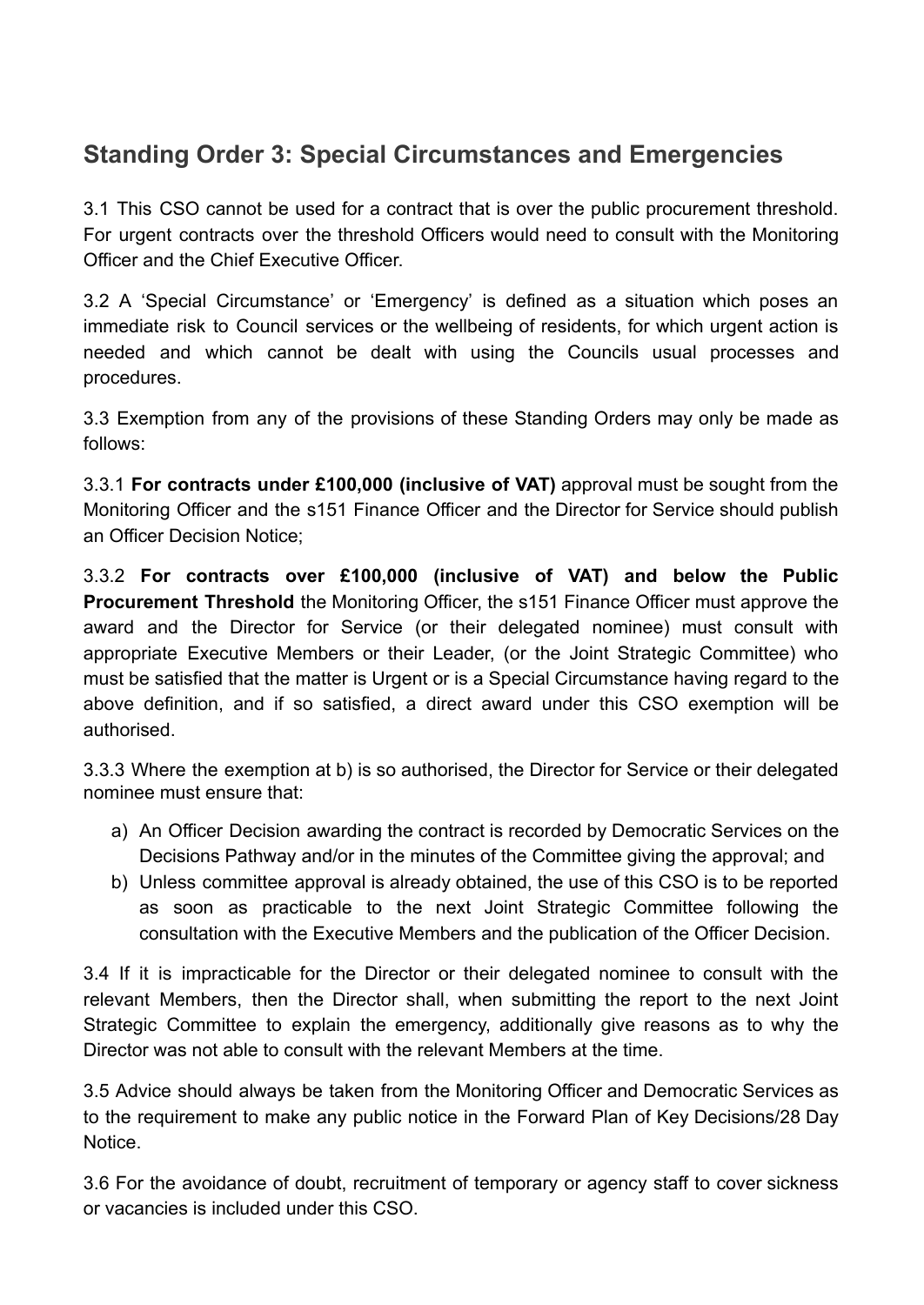## Standing Order 3: Special Circumstances and Emergencies

3.1 This CSO cannot be used for a contract that is over the public procurement threshold. For urgent contracts over the threshold Officers would need to consult with the Monitoring Officer and the Chief Executive Officer.

3.2 A 'Special Circumstance' or 'Emergency' is defined as a situation which poses an immediate risk to Council services or the wellbeing of residents, for which urgent action is needed and which cannot be dealt with using the Councils usual processes and procedures.

3.3 Exemption from any of the provisions of these Standing Orders may only be made as follows:

3.3.1 **For contracts under £100,000 (inclusive of VAT)** approval must be sought from the Monitoring Officer and the s151 Finance Officer and the Director for Service should publish an Officer Decision Notice;

3.3.2 **For contracts over £100,000 (inclusive of VAT) and below the Public Procurement Threshold** the Monitoring Officer, the s151 Finance Officer must approve the award and the Director for Service (or their delegated nominee) must consult with appropriate Executive Members or their Leader, (or the Joint Strategic Committee) who must be satisfied that the matter is Urgent or is a Special Circumstance having regard to the above definition, and if so satisfied, a direct award under this CSO exemption will be authorised.

3.3.3 Where the exemption at b) is so authorised, the Director for Service or their delegated nominee must ensure that:

a) An Officer Decision awarding the contract is recorded by Democratic Services on the Decisions Pathway and/or in the minutes of the Committee giving the approval; and
b) Unless committee approval is already obtained, the use of this CSO is to be reported as soon as practicable to the next Joint Strategic Committee following the consultation with the Executive Members and the publication of the Officer Decision.

3.4 If it is impracticable for the Director or their delegated nominee to consult with the relevant Members, then the Director shall, when submitting the report to the next Joint Strategic Committee to explain the emergency, additionally give reasons as to why the Director was not able to consult with the relevant Members at the time.

3.5 Advice should always be taken from the Monitoring Officer and Democratic Services as to the requirement to make any public notice in the Forward Plan of Key Decisions/28 Day Notice.

3.6 For the avoidance of doubt, recruitment of temporary or agency staff to cover sickness or vacancies is included under this CSO.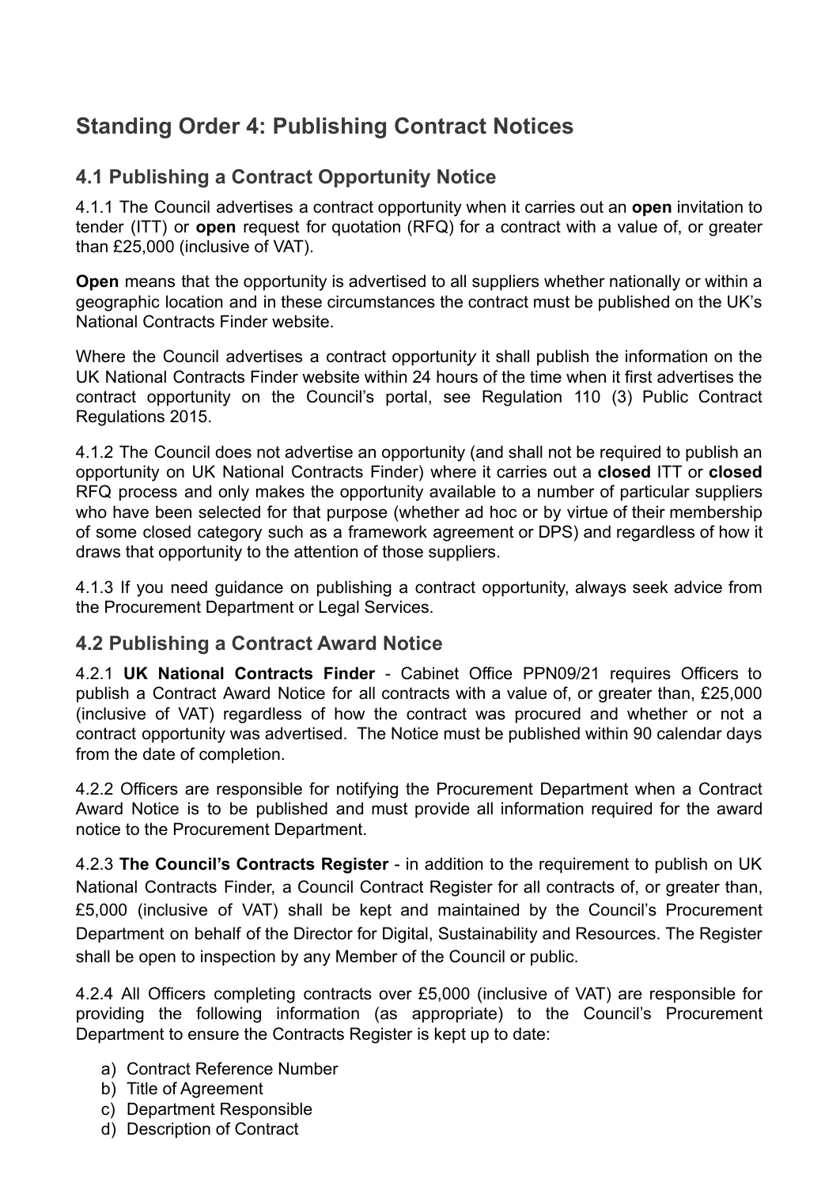## Standing Order 4: Publishing Contract Notices

### 4.1 Publishing a Contract Opportunity Notice

4.1.1 The Council advertises a contract opportunity when it carries out an **open** invitation to tender (ITT) or **open** request for quotation (RFQ) for a contract with a value of, or greater than £25,000 (inclusive of VAT).

**Open** means that the opportunity is advertised to all suppliers whether nationally or within a geographic location and in these circumstances the contract must be published on the UK's National Contracts Finder website.

Where the Council advertises a contract opportunity it shall publish the information on the UK National Contracts Finder website within 24 hours of the time when it first advertises the contract opportunity on the Council's portal, see Regulation 110 (3) Public Contract Regulations 2015.

4.1.2 The Council does not advertise an opportunity (and shall not be required to publish an opportunity on UK National Contracts Finder) where it carries out a **closed** ITT or **closed** RFQ process and only makes the opportunity available to a number of particular suppliers who have been selected for that purpose (whether ad hoc or by virtue of their membership of some closed category such as a framework agreement or DPS) and regardless of how it draws that opportunity to the attention of those suppliers.

4.1.3 If you need guidance on publishing a contract opportunity, always seek advice from the Procurement Department or Legal Services.

### 4.2 Publishing a Contract Award Notice

4.2.1 **UK National Contracts Finder** - Cabinet Office PPN09/21 requires Officers to publish a Contract Award Notice for all contracts with a value of, or greater than, £25,000 (inclusive of VAT) regardless of how the contract was procured and whether or not a contract opportunity was advertised. The Notice must be published within 90 calendar days from the date of completion.

4.2.2 Officers are responsible for notifying the Procurement Department when a Contract Award Notice is to be published and must provide all information required for the award notice to the Procurement Department.

4.2.3 **The Council's Contracts Register** - in addition to the requirement to publish on UK National Contracts Finder, a Council Contract Register for all contracts of, or greater than, £5,000 (inclusive of VAT) shall be kept and maintained by the Council's Procurement Department on behalf of the Director for Digital, Sustainability and Resources. The Register shall be open to inspection by any Member of the Council or public.

4.2.4 All Officers completing contracts over £5,000 (inclusive of VAT) are responsible for providing the following information (as appropriate) to the Council's Procurement Department to ensure the Contracts Register is kept up to date:

a) Contract Reference Number
b) Title of Agreement
c) Department Responsible
d) Description of Contract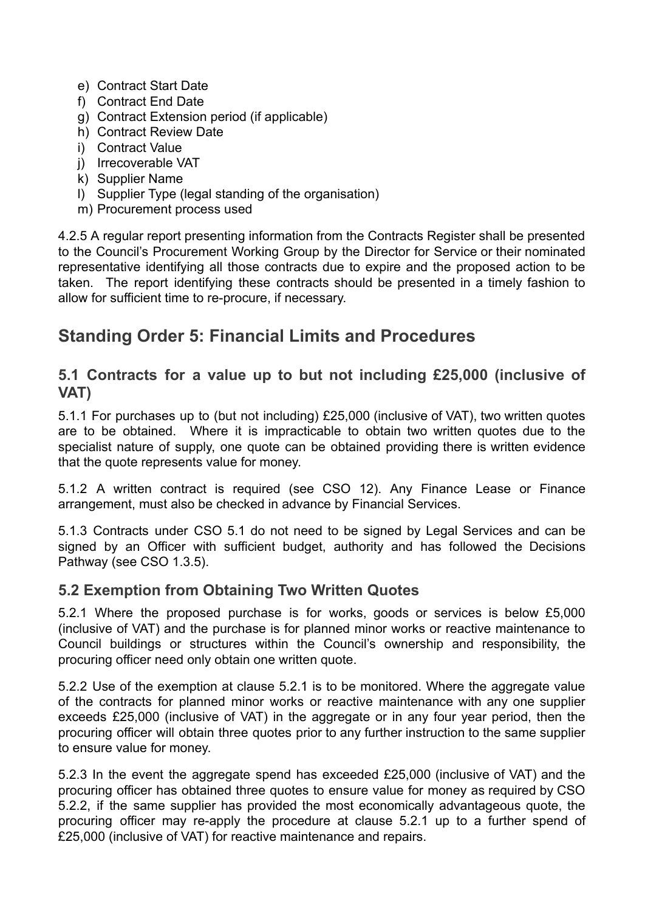e) Contract Start Date
f) Contract End Date
g) Contract Extension period (if applicable)
h) Contract Review Date
i) Contract Value
j) Irrecoverable VAT
k) Supplier Name
l) Supplier Type (legal standing of the organisation)
m) Procurement process used

4.2.5 A regular report presenting information from the Contracts Register shall be presented to the Council's Procurement Working Group by the Director for Service or their nominated representative identifying all those contracts due to expire and the proposed action to be taken. The report identifying these contracts should be presented in a timely fashion to allow for sufficient time to re-procure, if necessary.

## Standing Order 5: Financial Limits and Procedures

### 5.1 Contracts for a value up to but not including £25,000 (inclusive of VAT)

5.1.1 For purchases up to (but not including) £25,000 (inclusive of VAT), two written quotes are to be obtained. Where it is impracticable to obtain two written quotes due to the specialist nature of supply, one quote can be obtained providing there is written evidence that the quote represents value for money.

5.1.2 A written contract is required (see CSO 12). Any Finance Lease or Finance arrangement, must also be checked in advance by Financial Services.

5.1.3 Contracts under CSO 5.1 do not need to be signed by Legal Services and can be signed by an Officer with sufficient budget, authority and has followed the Decisions Pathway (see CSO 1.3.5).

### 5.2 Exemption from Obtaining Two Written Quotes

5.2.1 Where the proposed purchase is for works, goods or services is below £5,000 (inclusive of VAT) and the purchase is for planned minor works or reactive maintenance to Council buildings or structures within the Council's ownership and responsibility, the procuring officer need only obtain one written quote.

5.2.2 Use of the exemption at clause 5.2.1 is to be monitored. Where the aggregate value of the contracts for planned minor works or reactive maintenance with any one supplier exceeds £25,000 (inclusive of VAT) in the aggregate or in any four year period, then the procuring officer will obtain three quotes prior to any further instruction to the same supplier to ensure value for money.

5.2.3 In the event the aggregate spend has exceeded £25,000 (inclusive of VAT) and the procuring officer has obtained three quotes to ensure value for money as required by CSO 5.2.2, if the same supplier has provided the most economically advantageous quote, the procuring officer may re-apply the procedure at clause 5.2.1 up to a further spend of £25,000 (inclusive of VAT) for reactive maintenance and repairs.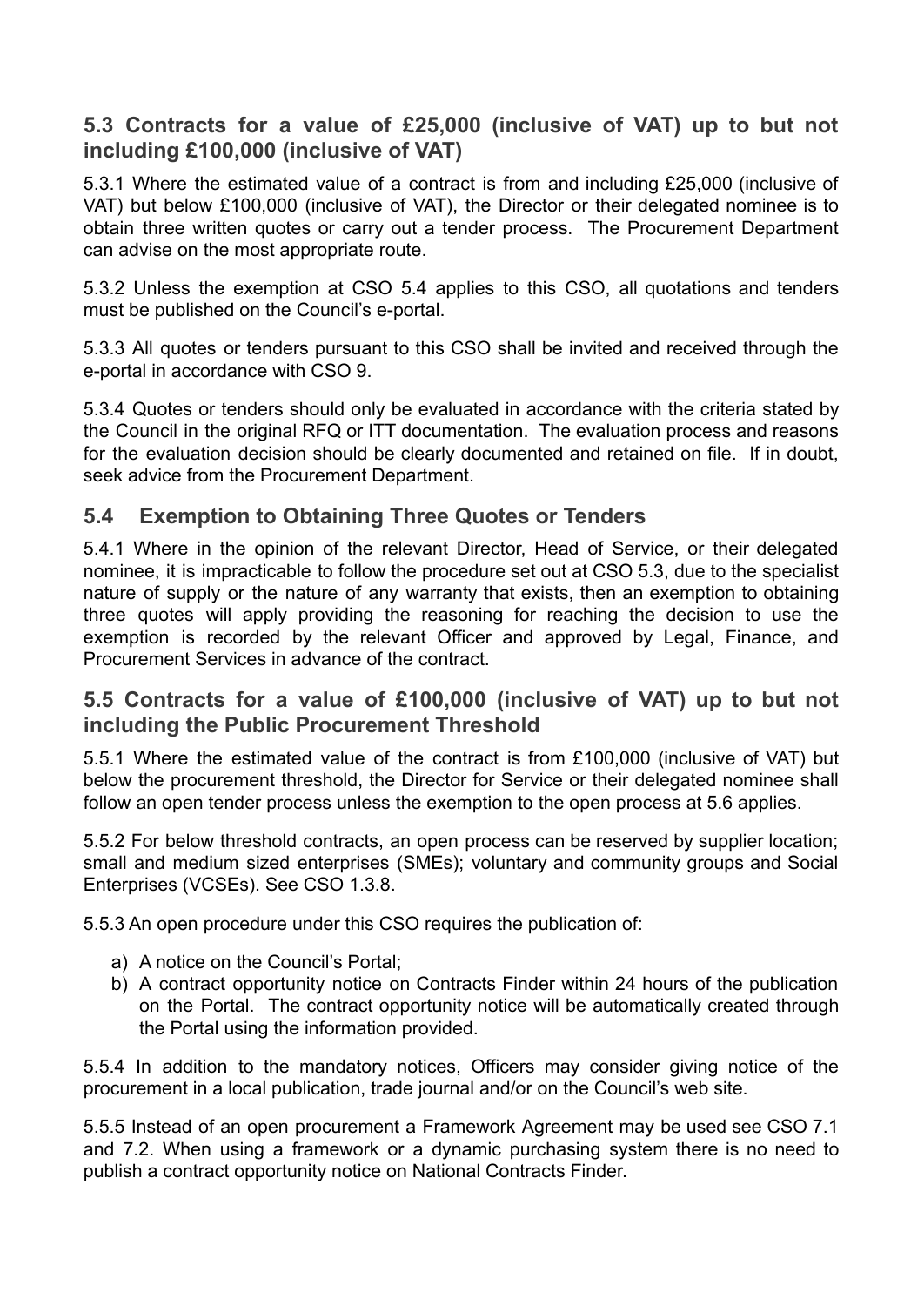### 5.3 Contracts for a value of £25,000 (inclusive of VAT) up to but not including £100,000 (inclusive of VAT)

5.3.1 Where the estimated value of a contract is from and including £25,000 (inclusive of VAT) but below £100,000 (inclusive of VAT), the Director or their delegated nominee is to obtain three written quotes or carry out a tender process. The Procurement Department can advise on the most appropriate route.

5.3.2 Unless the exemption at CSO 5.4 applies to this CSO, all quotations and tenders must be published on the Council's e-portal.

5.3.3 All quotes or tenders pursuant to this CSO shall be invited and received through the e-portal in accordance with CSO 9.

5.3.4 Quotes or tenders should only be evaluated in accordance with the criteria stated by the Council in the original RFQ or ITT documentation. The evaluation process and reasons for the evaluation decision should be clearly documented and retained on file. If in doubt, seek advice from the Procurement Department.

### 5.4 Exemption to Obtaining Three Quotes or Tenders

5.4.1 Where in the opinion of the relevant Director, Head of Service, or their delegated nominee, it is impracticable to follow the procedure set out at CSO 5.3, due to the specialist nature of supply or the nature of any warranty that exists, then an exemption to obtaining three quotes will apply providing the reasoning for reaching the decision to use the exemption is recorded by the relevant Officer and approved by Legal, Finance, and Procurement Services in advance of the contract.

### 5.5 Contracts for a value of £100,000 (inclusive of VAT) up to but not including the Public Procurement Threshold

5.5.1 Where the estimated value of the contract is from £100,000 (inclusive of VAT) but below the procurement threshold, the Director for Service or their delegated nominee shall follow an open tender process unless the exemption to the open process at 5.6 applies.

5.5.2 For below threshold contracts, an open process can be reserved by supplier location; small and medium sized enterprises (SMEs); voluntary and community groups and Social Enterprises (VCSEs). See CSO 1.3.8.

5.5.3 An open procedure under this CSO requires the publication of:

a) A notice on the Council's Portal;
b) A contract opportunity notice on Contracts Finder within 24 hours of the publication on the Portal. The contract opportunity notice will be automatically created through the Portal using the information provided.

5.5.4 In addition to the mandatory notices, Officers may consider giving notice of the procurement in a local publication, trade journal and/or on the Council's web site.

5.5.5 Instead of an open procurement a Framework Agreement may be used see CSO 7.1 and 7.2. When using a framework or a dynamic purchasing system there is no need to publish a contract opportunity notice on National Contracts Finder.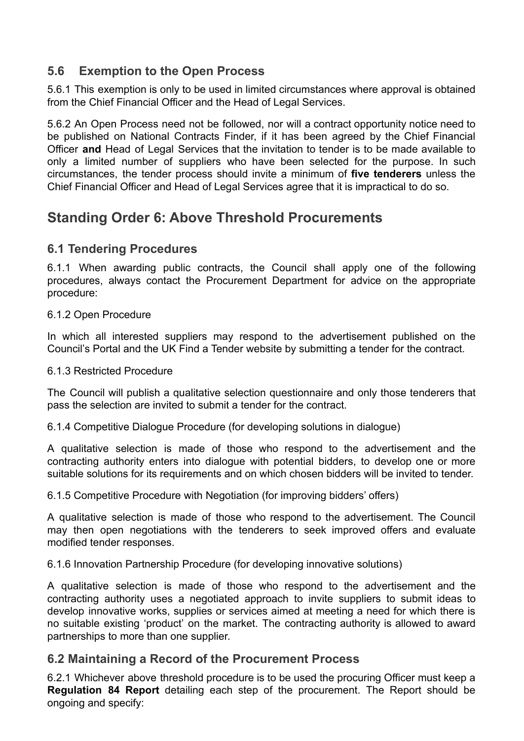### 5.6 Exemption to the Open Process

5.6.1 This exemption is only to be used in limited circumstances where approval is obtained from the Chief Financial Officer and the Head of Legal Services.

5.6.2 An Open Process need not be followed, nor will a contract opportunity notice need to be published on National Contracts Finder, if it has been agreed by the Chief Financial Officer **and** Head of Legal Services that the invitation to tender is to be made available to only a limited number of suppliers who have been selected for the purpose. In such circumstances, the tender process should invite a minimum of **five tenderers** unless the Chief Financial Officer and Head of Legal Services agree that it is impractical to do so.

## Standing Order 6: Above Threshold Procurements

### 6.1 Tendering Procedures

6.1.1 When awarding public contracts, the Council shall apply one of the following procedures, always contact the Procurement Department for advice on the appropriate procedure:

6.1.2 Open Procedure

In which all interested suppliers may respond to the advertisement published on the Council's Portal and the UK Find a Tender website by submitting a tender for the contract.

6.1.3 Restricted Procedure

The Council will publish a qualitative selection questionnaire and only those tenderers that pass the selection are invited to submit a tender for the contract.

6.1.4 Competitive Dialogue Procedure (for developing solutions in dialogue)

A qualitative selection is made of those who respond to the advertisement and the contracting authority enters into dialogue with potential bidders, to develop one or more suitable solutions for its requirements and on which chosen bidders will be invited to tender.

6.1.5 Competitive Procedure with Negotiation (for improving bidders' offers)

A qualitative selection is made of those who respond to the advertisement. The Council may then open negotiations with the tenderers to seek improved offers and evaluate modified tender responses.

6.1.6 Innovation Partnership Procedure (for developing innovative solutions)

A qualitative selection is made of those who respond to the advertisement and the contracting authority uses a negotiated approach to invite suppliers to submit ideas to develop innovative works, supplies or services aimed at meeting a need for which there is no suitable existing 'product' on the market. The contracting authority is allowed to award partnerships to more than one supplier.

### 6.2 Maintaining a Record of the Procurement Process

6.2.1 Whichever above threshold procedure is to be used the procuring Officer must keep a **Regulation 84 Report** detailing each step of the procurement. The Report should be ongoing and specify: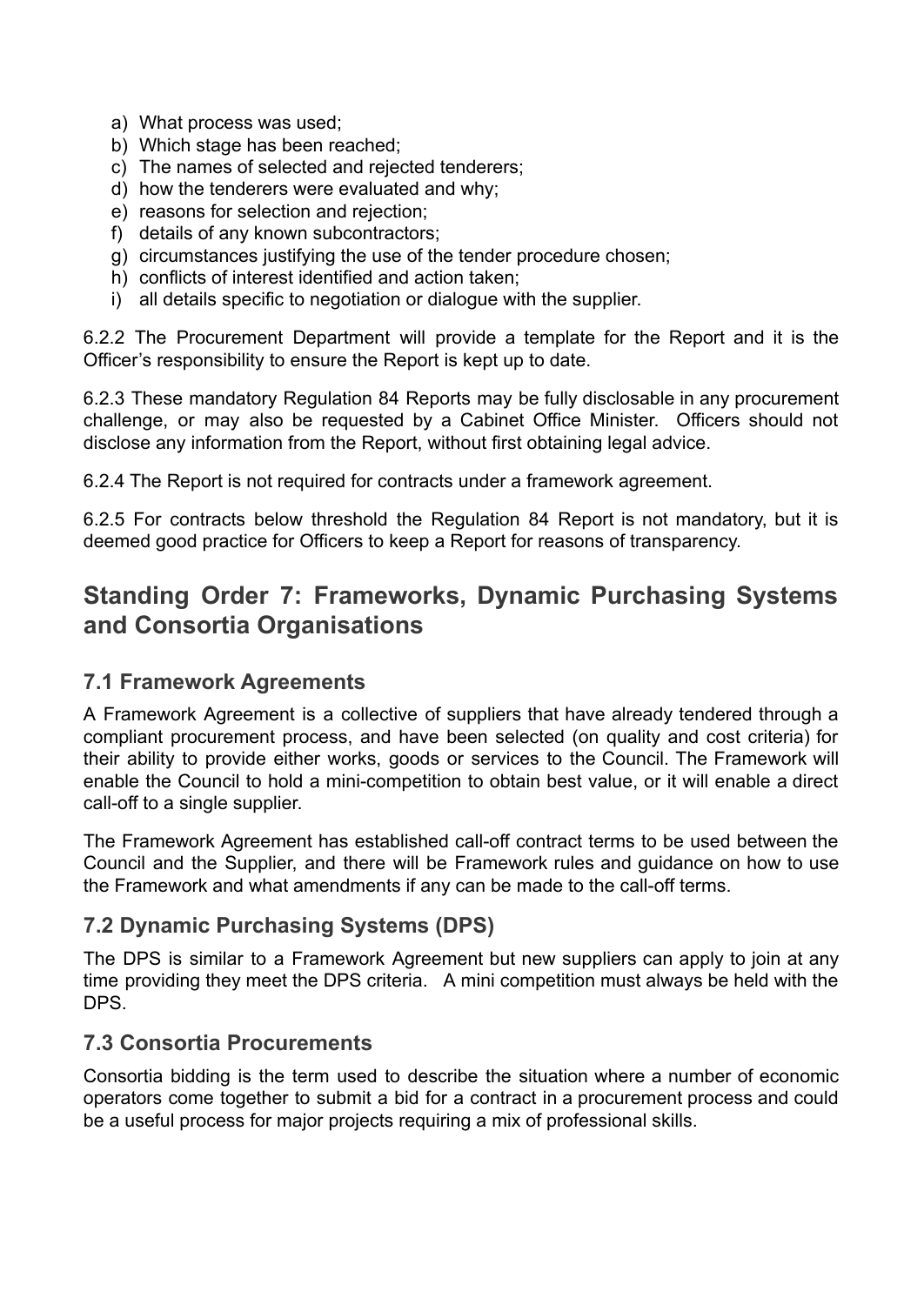a) What process was used;
b) Which stage has been reached;
c) The names of selected and rejected tenderers;
d) how the tenderers were evaluated and why;
e) reasons for selection and rejection;
f) details of any known subcontractors;
g) circumstances justifying the use of the tender procedure chosen;
h) conflicts of interest identified and action taken;
i) all details specific to negotiation or dialogue with the supplier.

6.2.2 The Procurement Department will provide a template for the Report and it is the Officer's responsibility to ensure the Report is kept up to date.

6.2.3 These mandatory Regulation 84 Reports may be fully disclosable in any procurement challenge, or may also be requested by a Cabinet Office Minister. Officers should not disclose any information from the Report, without first obtaining legal advice.

6.2.4 The Report is not required for contracts under a framework agreement.

6.2.5 For contracts below threshold the Regulation 84 Report is not mandatory, but it is deemed good practice for Officers to keep a Report for reasons of transparency.

## Standing Order 7: Frameworks, Dynamic Purchasing Systems and Consortia Organisations

### 7.1 Framework Agreements

A Framework Agreement is a collective of suppliers that have already tendered through a compliant procurement process, and have been selected (on quality and cost criteria) for their ability to provide either works, goods or services to the Council. The Framework will enable the Council to hold a mini-competition to obtain best value, or it will enable a direct call-off to a single supplier.

The Framework Agreement has established call-off contract terms to be used between the Council and the Supplier, and there will be Framework rules and guidance on how to use the Framework and what amendments if any can be made to the call-off terms.

### 7.2 Dynamic Purchasing Systems (DPS)

The DPS is similar to a Framework Agreement but new suppliers can apply to join at any time providing they meet the DPS criteria. A mini competition must always be held with the DPS.

### 7.3 Consortia Procurements

Consortia bidding is the term used to describe the situation where a number of economic operators come together to submit a bid for a contract in a procurement process and could be a useful process for major projects requiring a mix of professional skills.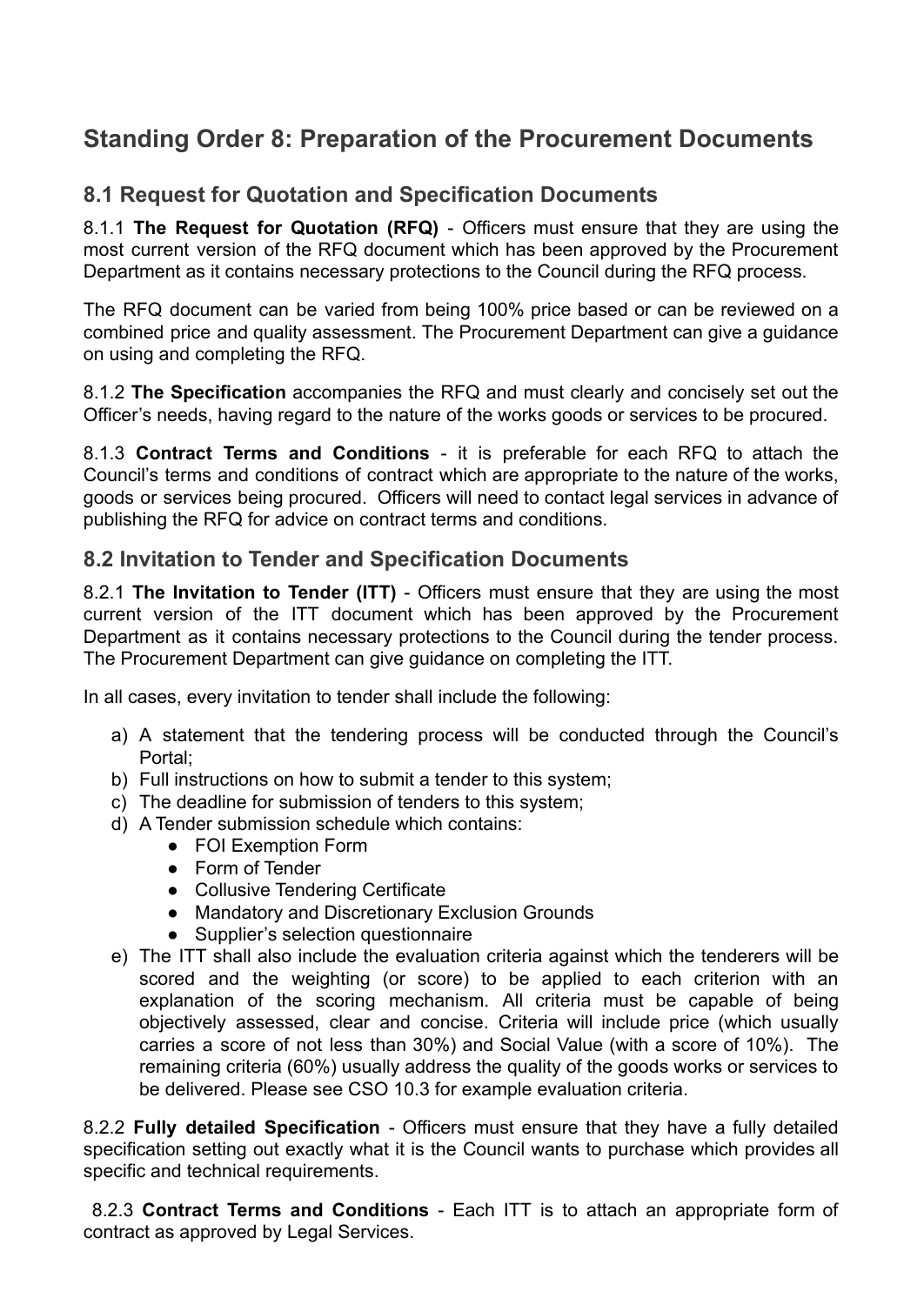# Standing Order 8: Preparation of the Procurement Documents

## 8.1 Request for Quotation and Specification Documents

8.1.1 **The Request for Quotation (RFQ)** - Officers must ensure that they are using the most current version of the RFQ document which has been approved by the Procurement Department as it contains necessary protections to the Council during the RFQ process.

The RFQ document can be varied from being 100% price based or can be reviewed on a combined price and quality assessment. The Procurement Department can give a guidance on using and completing the RFQ.

8.1.2 **The Specification** accompanies the RFQ and must clearly and concisely set out the Officer's needs, having regard to the nature of the works goods or services to be procured.

8.1.3 **Contract Terms and Conditions** - it is preferable for each RFQ to attach the Council's terms and conditions of contract which are appropriate to the nature of the works, goods or services being procured. Officers will need to contact legal services in advance of publishing the RFQ for advice on contract terms and conditions.

## 8.2 Invitation to Tender and Specification Documents

8.2.1 **The Invitation to Tender (ITT)** - Officers must ensure that they are using the most current version of the ITT document which has been approved by the Procurement Department as it contains necessary protections to the Council during the tender process. The Procurement Department can give guidance on completing the ITT.

In all cases, every invitation to tender shall include the following:

a) A statement that the tendering process will be conducted through the Council's Portal;
b) Full instructions on how to submit a tender to this system;
c) The deadline for submission of tenders to this system;
d) A Tender submission schedule which contains:
   - FOI Exemption Form
   - Form of Tender
   - Collusive Tendering Certificate
   - Mandatory and Discretionary Exclusion Grounds
   - Supplier's selection questionnaire
e) The ITT shall also include the evaluation criteria against which the tenderers will be scored and the weighting (or score) to be applied to each criterion with an explanation of the scoring mechanism. All criteria must be capable of being objectively assessed, clear and concise. Criteria will include price (which usually carries a score of not less than 30%) and Social Value (with a score of 10%). The remaining criteria (60%) usually address the quality of the goods works or services to be delivered. Please see CSO 10.3 for example evaluation criteria.

8.2.2 **Fully detailed Specification** - Officers must ensure that they have a fully detailed specification setting out exactly what it is the Council wants to purchase which provides all specific and technical requirements.

8.2.3 **Contract Terms and Conditions** - Each ITT is to attach an appropriate form of contract as approved by Legal Services.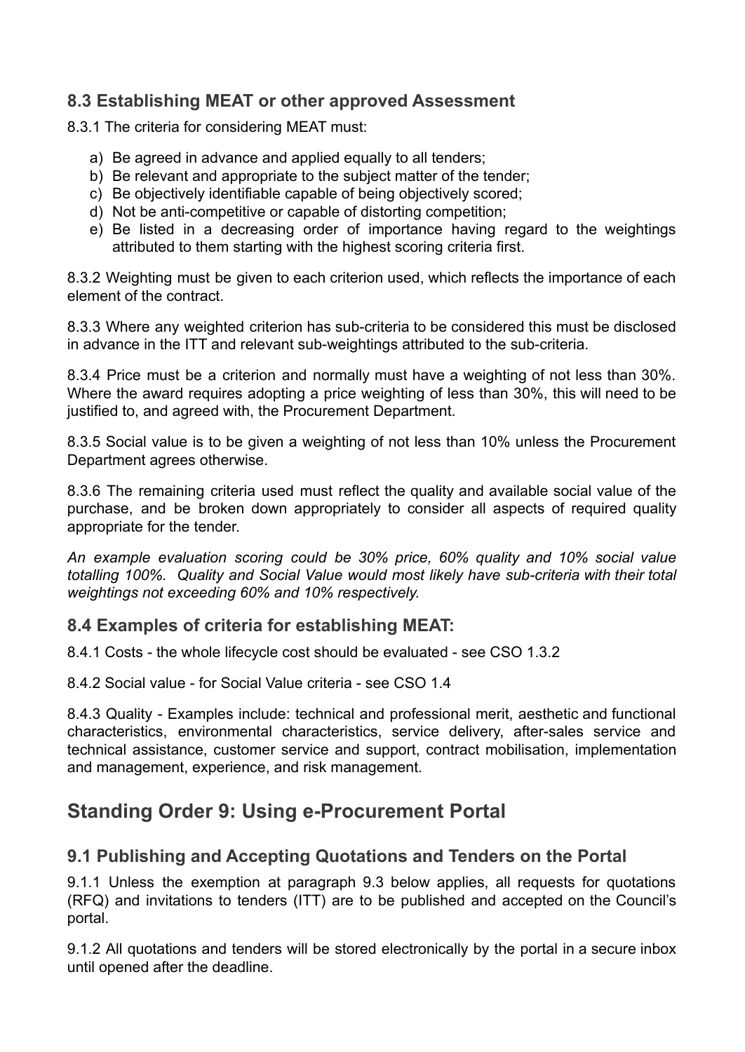### 8.3 Establishing MEAT or other approved Assessment

8.3.1 The criteria for considering MEAT must:

a) Be agreed in advance and applied equally to all tenders;
b) Be relevant and appropriate to the subject matter of the tender;
c) Be objectively identifiable capable of being objectively scored;
d) Not be anti-competitive or capable of distorting competition;
e) Be listed in a decreasing order of importance having regard to the weightings attributed to them starting with the highest scoring criteria first.

8.3.2 Weighting must be given to each criterion used, which reflects the importance of each element of the contract.

8.3.3 Where any weighted criterion has sub-criteria to be considered this must be disclosed in advance in the ITT and relevant sub-weightings attributed to the sub-criteria.

8.3.4 Price must be a criterion and normally must have a weighting of not less than 30%. Where the award requires adopting a price weighting of less than 30%, this will need to be justified to, and agreed with, the Procurement Department.

8.3.5 Social value is to be given a weighting of not less than 10% unless the Procurement Department agrees otherwise.

8.3.6 The remaining criteria used must reflect the quality and available social value of the purchase, and be broken down appropriately to consider all aspects of required quality appropriate for the tender.

*An example evaluation scoring could be 30% price, 60% quality and 10% social value totalling 100%. Quality and Social Value would most likely have sub-criteria with their total weightings not exceeding 60% and 10% respectively.*

### 8.4 Examples of criteria for establishing MEAT:

8.4.1 Costs - the whole lifecycle cost should be evaluated - see CSO 1.3.2

8.4.2 Social value - for Social Value criteria - see CSO 1.4

8.4.3 Quality - Examples include: technical and professional merit, aesthetic and functional characteristics, environmental characteristics, service delivery, after-sales service and technical assistance, customer service and support, contract mobilisation, implementation and management, experience, and risk management.

## Standing Order 9: Using e-Procurement Portal

### 9.1 Publishing and Accepting Quotations and Tenders on the Portal

9.1.1 Unless the exemption at paragraph 9.3 below applies, all requests for quotations (RFQ) and invitations to tenders (ITT) are to be published and accepted on the Council's portal.

9.1.2 All quotations and tenders will be stored electronically by the portal in a secure inbox until opened after the deadline.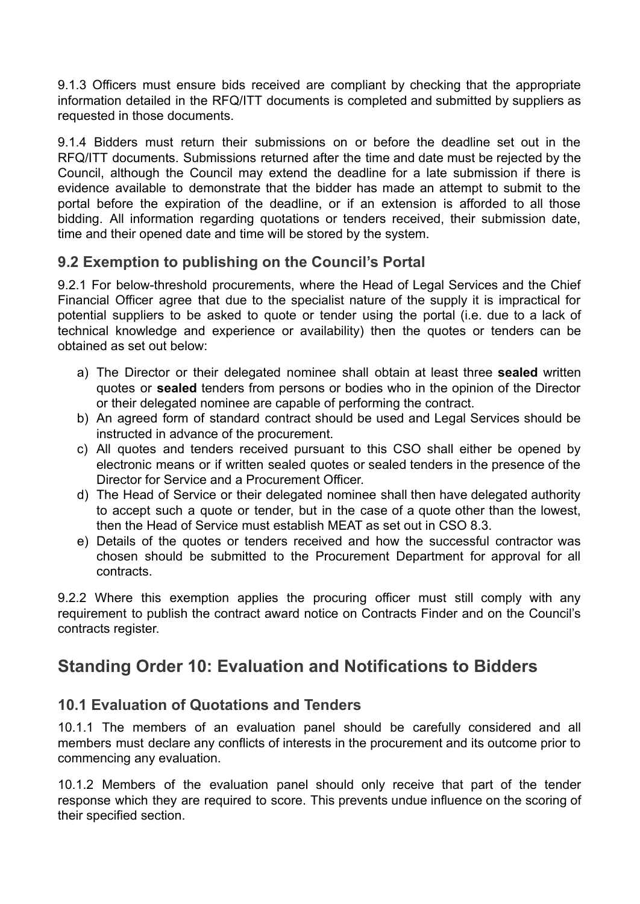9.1.3 Officers must ensure bids received are compliant by checking that the appropriate information detailed in the RFQ/ITT documents is completed and submitted by suppliers as requested in those documents.

9.1.4 Bidders must return their submissions on or before the deadline set out in the RFQ/ITT documents. Submissions returned after the time and date must be rejected by the Council, although the Council may extend the deadline for a late submission if there is evidence available to demonstrate that the bidder has made an attempt to submit to the portal before the expiration of the deadline, or if an extension is afforded to all those bidding. All information regarding quotations or tenders received, their submission date, time and their opened date and time will be stored by the system.

### 9.2 Exemption to publishing on the Council's Portal

9.2.1 For below-threshold procurements, where the Head of Legal Services and the Chief Financial Officer agree that due to the specialist nature of the supply it is impractical for potential suppliers to be asked to quote or tender using the portal (i.e. due to a lack of technical knowledge and experience or availability) then the quotes or tenders can be obtained as set out below:

a) The Director or their delegated nominee shall obtain at least three **sealed** written quotes or **sealed** tenders from persons or bodies who in the opinion of the Director or their delegated nominee are capable of performing the contract.
b) An agreed form of standard contract should be used and Legal Services should be instructed in advance of the procurement.
c) All quotes and tenders received pursuant to this CSO shall either be opened by electronic means or if written sealed quotes or sealed tenders in the presence of the Director for Service and a Procurement Officer.
d) The Head of Service or their delegated nominee shall then have delegated authority to accept such a quote or tender, but in the case of a quote other than the lowest, then the Head of Service must establish MEAT as set out in CSO 8.3.
e) Details of the quotes or tenders received and how the successful contractor was chosen should be submitted to the Procurement Department for approval for all contracts.

9.2.2 Where this exemption applies the procuring officer must still comply with any requirement to publish the contract award notice on Contracts Finder and on the Council's contracts register.

## Standing Order 10: Evaluation and Notifications to Bidders

### 10.1 Evaluation of Quotations and Tenders

10.1.1 The members of an evaluation panel should be carefully considered and all members must declare any conflicts of interests in the procurement and its outcome prior to commencing any evaluation.

10.1.2 Members of the evaluation panel should only receive that part of the tender response which they are required to score. This prevents undue influence on the scoring of their specified section.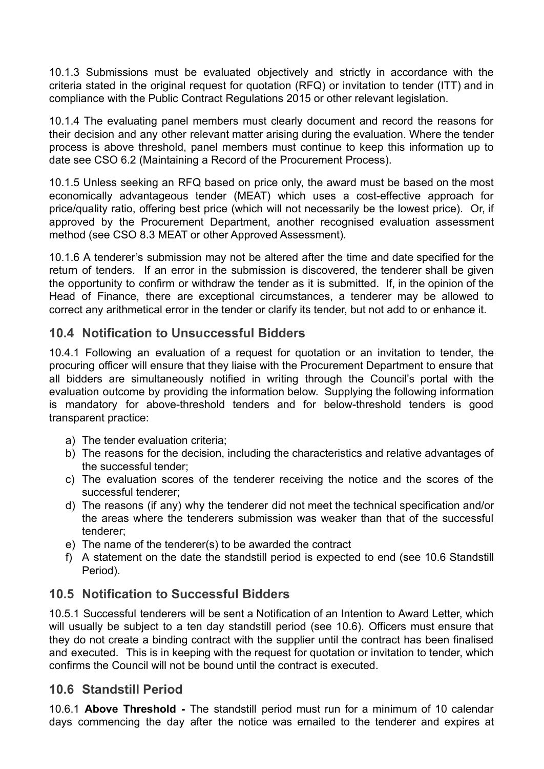10.1.3 Submissions must be evaluated objectively and strictly in accordance with the criteria stated in the original request for quotation (RFQ) or invitation to tender (ITT) and in compliance with the Public Contract Regulations 2015 or other relevant legislation.

10.1.4 The evaluating panel members must clearly document and record the reasons for their decision and any other relevant matter arising during the evaluation. Where the tender process is above threshold, panel members must continue to keep this information up to date see CSO 6.2 (Maintaining a Record of the Procurement Process).

10.1.5 Unless seeking an RFQ based on price only, the award must be based on the most economically advantageous tender (MEAT) which uses a cost-effective approach for price/quality ratio, offering best price (which will not necessarily be the lowest price). Or, if approved by the Procurement Department, another recognised evaluation assessment method (see CSO 8.3 MEAT or other Approved Assessment).

10.1.6 A tenderer's submission may not be altered after the time and date specified for the return of tenders. If an error in the submission is discovered, the tenderer shall be given the opportunity to confirm or withdraw the tender as it is submitted. If, in the opinion of the Head of Finance, there are exceptional circumstances, a tenderer may be allowed to correct any arithmetical error in the tender or clarify its tender, but not add to or enhance it.

## 10.4 Notification to Unsuccessful Bidders

10.4.1 Following an evaluation of a request for quotation or an invitation to tender, the procuring officer will ensure that they liaise with the Procurement Department to ensure that all bidders are simultaneously notified in writing through the Council's portal with the evaluation outcome by providing the information below. Supplying the following information is mandatory for above-threshold tenders and for below-threshold tenders is good transparent practice:

a) The tender evaluation criteria;
b) The reasons for the decision, including the characteristics and relative advantages of the successful tender;
c) The evaluation scores of the tenderer receiving the notice and the scores of the successful tenderer;
d) The reasons (if any) why the tenderer did not meet the technical specification and/or the areas where the tenderers submission was weaker than that of the successful tenderer;
e) The name of the tenderer(s) to be awarded the contract
f) A statement on the date the standstill period is expected to end (see 10.6 Standstill Period).

## 10.5 Notification to Successful Bidders

10.5.1 Successful tenderers will be sent a Notification of an Intention to Award Letter, which will usually be subject to a ten day standstill period (see 10.6). Officers must ensure that they do not create a binding contract with the supplier until the contract has been finalised and executed. This is in keeping with the request for quotation or invitation to tender, which confirms the Council will not be bound until the contract is executed.

## 10.6 Standstill Period

10.6.1 **Above Threshold -** The standstill period must run for a minimum of 10 calendar days commencing the day after the notice was emailed to the tenderer and expires at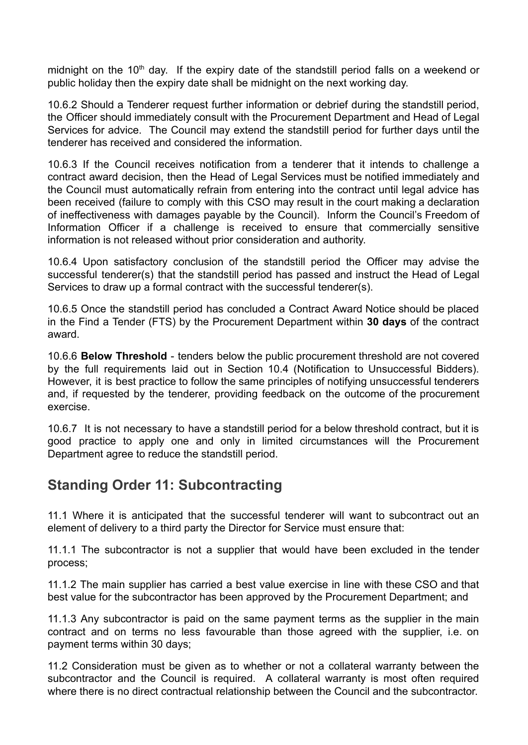midnight on the 10th day. If the expiry date of the standstill period falls on a weekend or public holiday then the expiry date shall be midnight on the next working day.

10.6.2 Should a Tenderer request further information or debrief during the standstill period, the Officer should immediately consult with the Procurement Department and Head of Legal Services for advice. The Council may extend the standstill period for further days until the tenderer has received and considered the information.

10.6.3 If the Council receives notification from a tenderer that it intends to challenge a contract award decision, then the Head of Legal Services must be notified immediately and the Council must automatically refrain from entering into the contract until legal advice has been received (failure to comply with this CSO may result in the court making a declaration of ineffectiveness with damages payable by the Council). Inform the Council's Freedom of Information Officer if a challenge is received to ensure that commercially sensitive information is not released without prior consideration and authority.

10.6.4 Upon satisfactory conclusion of the standstill period the Officer may advise the successful tenderer(s) that the standstill period has passed and instruct the Head of Legal Services to draw up a formal contract with the successful tenderer(s).

10.6.5 Once the standstill period has concluded a Contract Award Notice should be placed in the Find a Tender (FTS) by the Procurement Department within **30 days** of the contract award.

10.6.6 **Below Threshold** - tenders below the public procurement threshold are not covered by the full requirements laid out in Section 10.4 (Notification to Unsuccessful Bidders). However, it is best practice to follow the same principles of notifying unsuccessful tenderers and, if requested by the tenderer, providing feedback on the outcome of the procurement exercise.

10.6.7 It is not necessary to have a standstill period for a below threshold contract, but it is good practice to apply one and only in limited circumstances will the Procurement Department agree to reduce the standstill period.

## Standing Order 11: Subcontracting

11.1 Where it is anticipated that the successful tenderer will want to subcontract out an element of delivery to a third party the Director for Service must ensure that:

11.1.1 The subcontractor is not a supplier that would have been excluded in the tender process;

11.1.2 The main supplier has carried a best value exercise in line with these CSO and that best value for the subcontractor has been approved by the Procurement Department; and

11.1.3 Any subcontractor is paid on the same payment terms as the supplier in the main contract and on terms no less favourable than those agreed with the supplier, i.e. on payment terms within 30 days;

11.2 Consideration must be given as to whether or not a collateral warranty between the subcontractor and the Council is required. A collateral warranty is most often required where there is no direct contractual relationship between the Council and the subcontractor.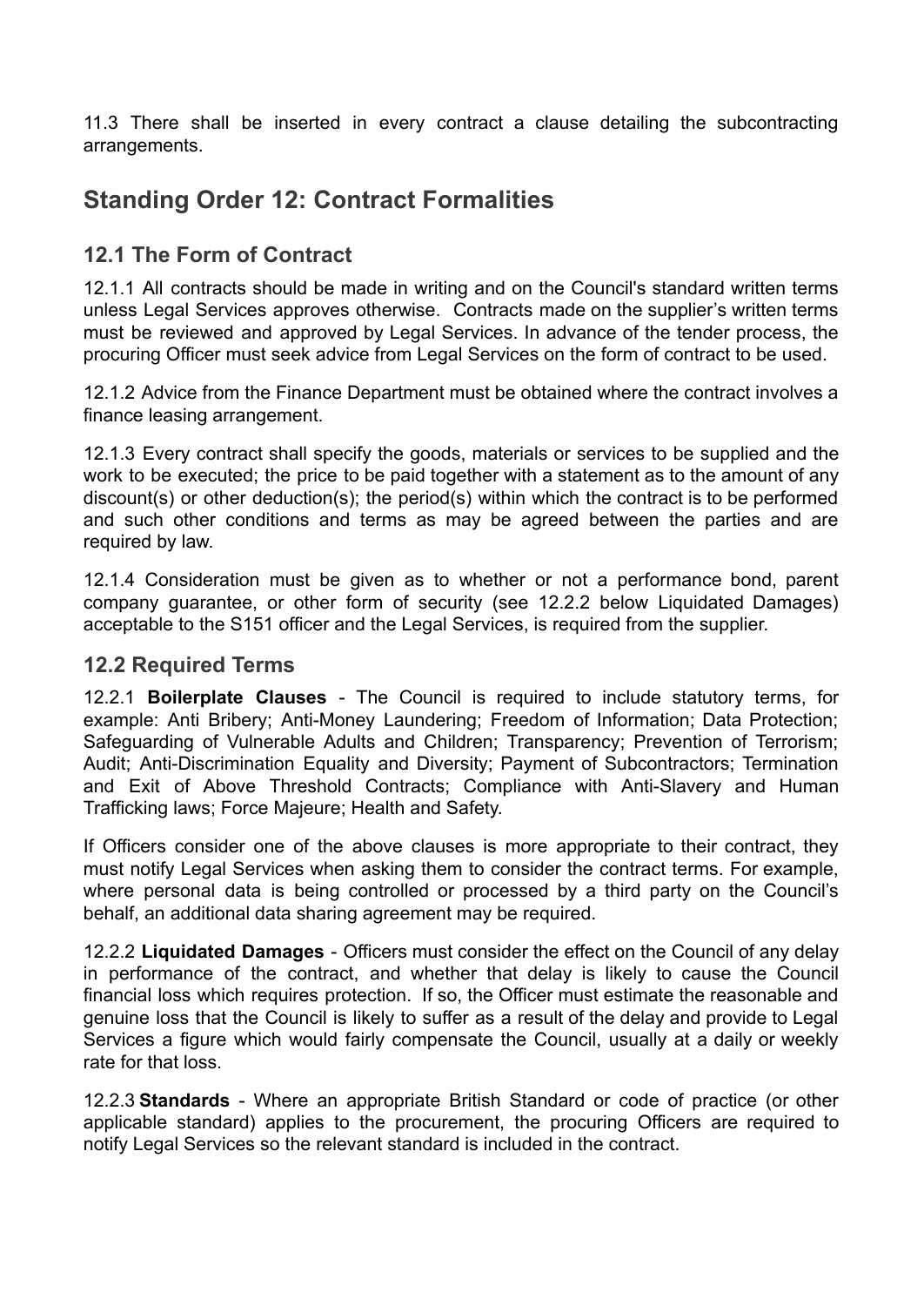11.3 There shall be inserted in every contract a clause detailing the subcontracting arrangements.

## Standing Order 12: Contract Formalities

### 12.1 The Form of Contract

12.1.1 All contracts should be made in writing and on the Council's standard written terms unless Legal Services approves otherwise. Contracts made on the supplier's written terms must be reviewed and approved by Legal Services. In advance of the tender process, the procuring Officer must seek advice from Legal Services on the form of contract to be used.

12.1.2 Advice from the Finance Department must be obtained where the contract involves a finance leasing arrangement.

12.1.3 Every contract shall specify the goods, materials or services to be supplied and the work to be executed; the price to be paid together with a statement as to the amount of any discount(s) or other deduction(s); the period(s) within which the contract is to be performed and such other conditions and terms as may be agreed between the parties and are required by law.

12.1.4 Consideration must be given as to whether or not a performance bond, parent company guarantee, or other form of security (see 12.2.2 below Liquidated Damages) acceptable to the S151 officer and the Legal Services, is required from the supplier.

### 12.2 Required Terms

12.2.1 **Boilerplate Clauses** - The Council is required to include statutory terms, for example: Anti Bribery; Anti-Money Laundering; Freedom of Information; Data Protection; Safeguarding of Vulnerable Adults and Children; Transparency; Prevention of Terrorism; Audit; Anti-Discrimination Equality and Diversity; Payment of Subcontractors; Termination and Exit of Above Threshold Contracts; Compliance with Anti-Slavery and Human Trafficking laws; Force Majeure; Health and Safety.

If Officers consider one of the above clauses is more appropriate to their contract, they must notify Legal Services when asking them to consider the contract terms. For example, where personal data is being controlled or processed by a third party on the Council's behalf, an additional data sharing agreement may be required.

12.2.2 **Liquidated Damages** - Officers must consider the effect on the Council of any delay in performance of the contract, and whether that delay is likely to cause the Council financial loss which requires protection. If so, the Officer must estimate the reasonable and genuine loss that the Council is likely to suffer as a result of the delay and provide to Legal Services a figure which would fairly compensate the Council, usually at a daily or weekly rate for that loss.

12.2.3 **Standards** - Where an appropriate British Standard or code of practice (or other applicable standard) applies to the procurement, the procuring Officers are required to notify Legal Services so the relevant standard is included in the contract.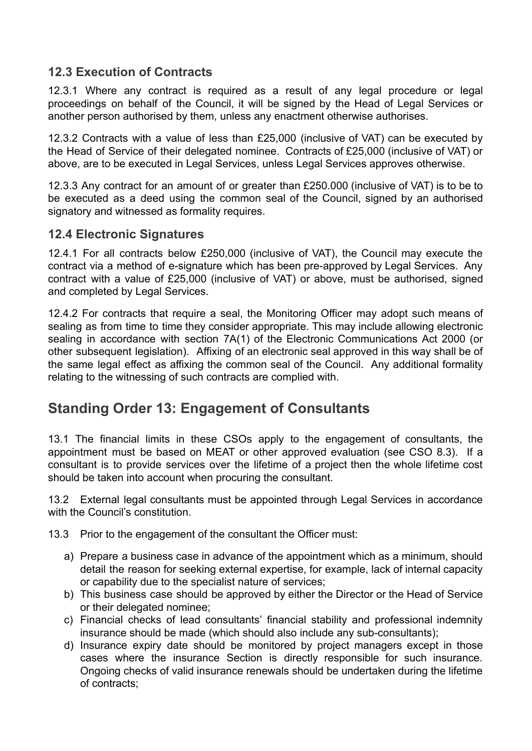### 12.3 Execution of Contracts

12.3.1 Where any contract is required as a result of any legal procedure or legal proceedings on behalf of the Council, it will be signed by the Head of Legal Services or another person authorised by them, unless any enactment otherwise authorises.

12.3.2 Contracts with a value of less than £25,000 (inclusive of VAT) can be executed by the Head of Service of their delegated nominee. Contracts of £25,000 (inclusive of VAT) or above, are to be executed in Legal Services, unless Legal Services approves otherwise.

12.3.3 Any contract for an amount of or greater than £250.000 (inclusive of VAT) is to be to be executed as a deed using the common seal of the Council, signed by an authorised signatory and witnessed as formality requires.

### 12.4 Electronic Signatures

12.4.1 For all contracts below £250,000 (inclusive of VAT), the Council may execute the contract via a method of e-signature which has been pre-approved by Legal Services. Any contract with a value of £25,000 (inclusive of VAT) or above, must be authorised, signed and completed by Legal Services.

12.4.2 For contracts that require a seal, the Monitoring Officer may adopt such means of sealing as from time to time they consider appropriate. This may include allowing electronic sealing in accordance with section 7A(1) of the Electronic Communications Act 2000 (or other subsequent legislation). Affixing of an electronic seal approved in this way shall be of the same legal effect as affixing the common seal of the Council. Any additional formality relating to the witnessing of such contracts are complied with.

## Standing Order 13: Engagement of Consultants

13.1 The financial limits in these CSOs apply to the engagement of consultants, the appointment must be based on MEAT or other approved evaluation (see CSO 8.3). If a consultant is to provide services over the lifetime of a project then the whole lifetime cost should be taken into account when procuring the consultant.

13.2 External legal consultants must be appointed through Legal Services in accordance with the Council's constitution.

13.3 Prior to the engagement of the consultant the Officer must:

a) Prepare a business case in advance of the appointment which as a minimum, should detail the reason for seeking external expertise, for example, lack of internal capacity or capability due to the specialist nature of services;
b) This business case should be approved by either the Director or the Head of Service or their delegated nominee;
c) Financial checks of lead consultants' financial stability and professional indemnity insurance should be made (which should also include any sub-consultants);
d) Insurance expiry date should be monitored by project managers except in those cases where the insurance Section is directly responsible for such insurance. Ongoing checks of valid insurance renewals should be undertaken during the lifetime of contracts;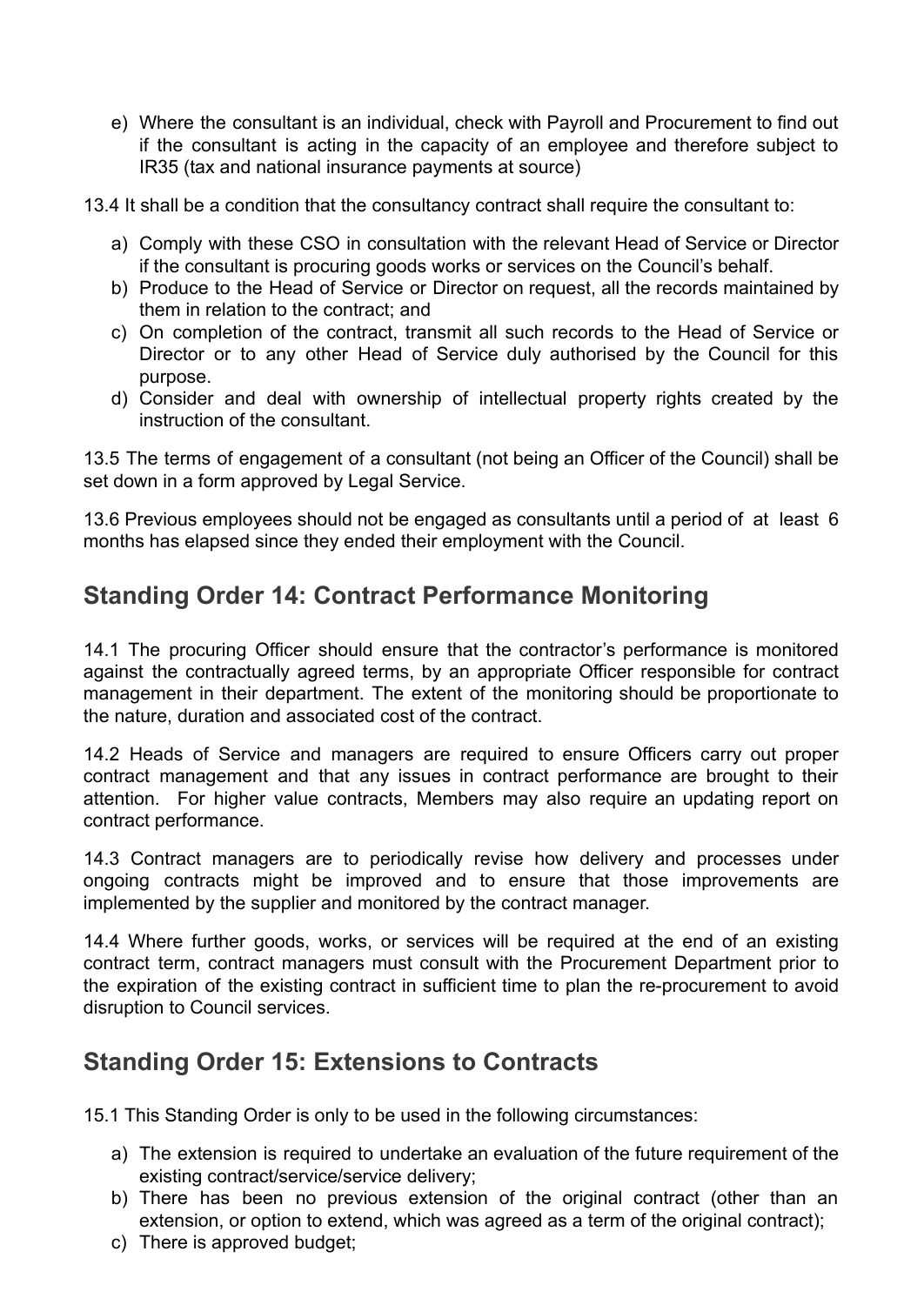e) Where the consultant is an individual, check with Payroll and Procurement to find out if the consultant is acting in the capacity of an employee and therefore subject to IR35 (tax and national insurance payments at source)

13.4 It shall be a condition that the consultancy contract shall require the consultant to:

a) Comply with these CSO in consultation with the relevant Head of Service or Director if the consultant is procuring goods works or services on the Council's behalf.
b) Produce to the Head of Service or Director on request, all the records maintained by them in relation to the contract; and
c) On completion of the contract, transmit all such records to the Head of Service or Director or to any other Head of Service duly authorised by the Council for this purpose.
d) Consider and deal with ownership of intellectual property rights created by the instruction of the consultant.

13.5 The terms of engagement of a consultant (not being an Officer of the Council) shall be set down in a form approved by Legal Service.

13.6 Previous employees should not be engaged as consultants until a period of at least 6 months has elapsed since they ended their employment with the Council.

## Standing Order 14: Contract Performance Monitoring

14.1 The procuring Officer should ensure that the contractor's performance is monitored against the contractually agreed terms, by an appropriate Officer responsible for contract management in their department. The extent of the monitoring should be proportionate to the nature, duration and associated cost of the contract.

14.2 Heads of Service and managers are required to ensure Officers carry out proper contract management and that any issues in contract performance are brought to their attention. For higher value contracts, Members may also require an updating report on contract performance.

14.3 Contract managers are to periodically revise how delivery and processes under ongoing contracts might be improved and to ensure that those improvements are implemented by the supplier and monitored by the contract manager.

14.4 Where further goods, works, or services will be required at the end of an existing contract term, contract managers must consult with the Procurement Department prior to the expiration of the existing contract in sufficient time to plan the re-procurement to avoid disruption to Council services.

## Standing Order 15: Extensions to Contracts

15.1 This Standing Order is only to be used in the following circumstances:

a) The extension is required to undertake an evaluation of the future requirement of the existing contract/service/service delivery;
b) There has been no previous extension of the original contract (other than an extension, or option to extend, which was agreed as a term of the original contract);
c) There is approved budget;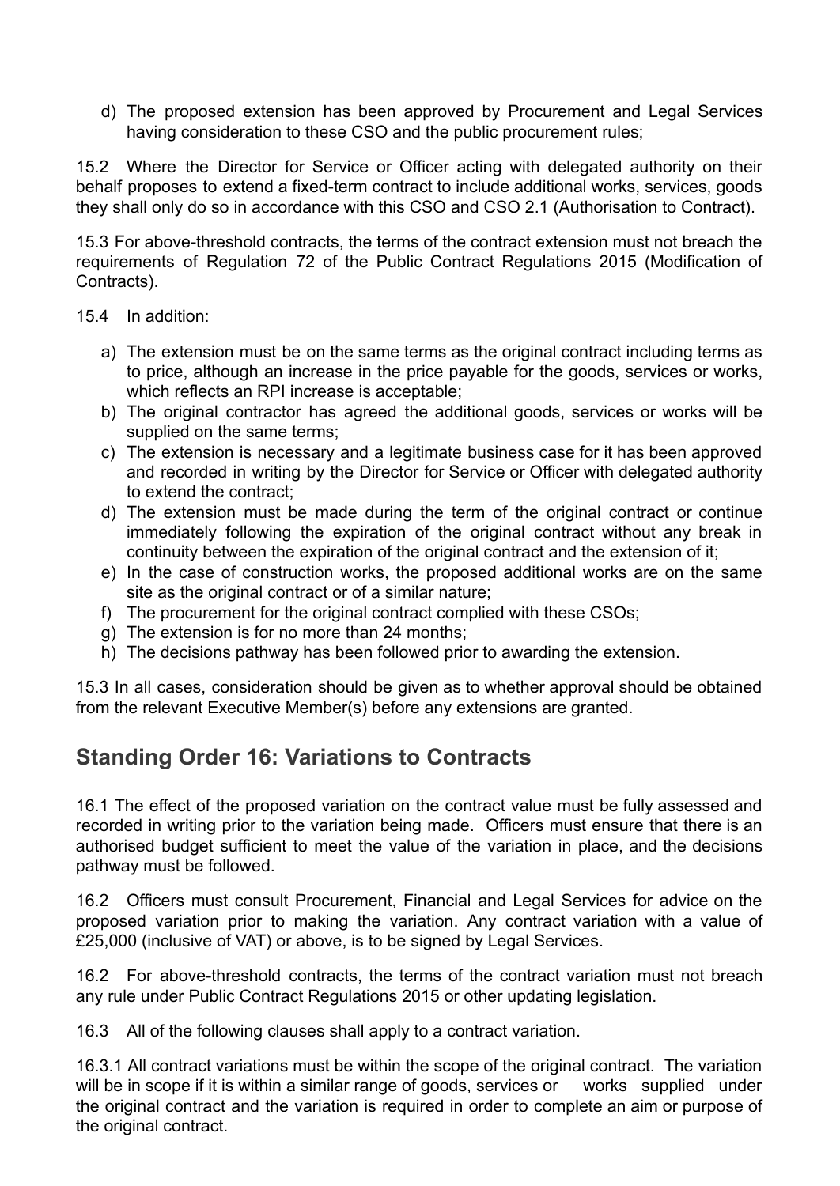d) The proposed extension has been approved by Procurement and Legal Services having consideration to these CSO and the public procurement rules;

15.2 Where the Director for Service or Officer acting with delegated authority on their behalf proposes to extend a fixed-term contract to include additional works, services, goods they shall only do so in accordance with this CSO and CSO 2.1 (Authorisation to Contract).

15.3 For above-threshold contracts, the terms of the contract extension must not breach the requirements of Regulation 72 of the Public Contract Regulations 2015 (Modification of Contracts).

15.4 In addition:

a) The extension must be on the same terms as the original contract including terms as to price, although an increase in the price payable for the goods, services or works, which reflects an RPI increase is acceptable;
b) The original contractor has agreed the additional goods, services or works will be supplied on the same terms;
c) The extension is necessary and a legitimate business case for it has been approved and recorded in writing by the Director for Service or Officer with delegated authority to extend the contract;
d) The extension must be made during the term of the original contract or continue immediately following the expiration of the original contract without any break in continuity between the expiration of the original contract and the extension of it;
e) In the case of construction works, the proposed additional works are on the same site as the original contract or of a similar nature;
f) The procurement for the original contract complied with these CSOs;
g) The extension is for no more than 24 months;
h) The decisions pathway has been followed prior to awarding the extension.

15.3 In all cases, consideration should be given as to whether approval should be obtained from the relevant Executive Member(s) before any extensions are granted.

## Standing Order 16: Variations to Contracts

16.1 The effect of the proposed variation on the contract value must be fully assessed and recorded in writing prior to the variation being made. Officers must ensure that there is an authorised budget sufficient to meet the value of the variation in place, and the decisions pathway must be followed.

16.2 Officers must consult Procurement, Financial and Legal Services for advice on the proposed variation prior to making the variation. Any contract variation with a value of £25,000 (inclusive of VAT) or above, is to be signed by Legal Services.

16.2 For above-threshold contracts, the terms of the contract variation must not breach any rule under Public Contract Regulations 2015 or other updating legislation.

16.3 All of the following clauses shall apply to a contract variation.

16.3.1 All contract variations must be within the scope of the original contract. The variation will be in scope if it is within a similar range of goods, services or works supplied under the original contract and the variation is required in order to complete an aim or purpose of the original contract.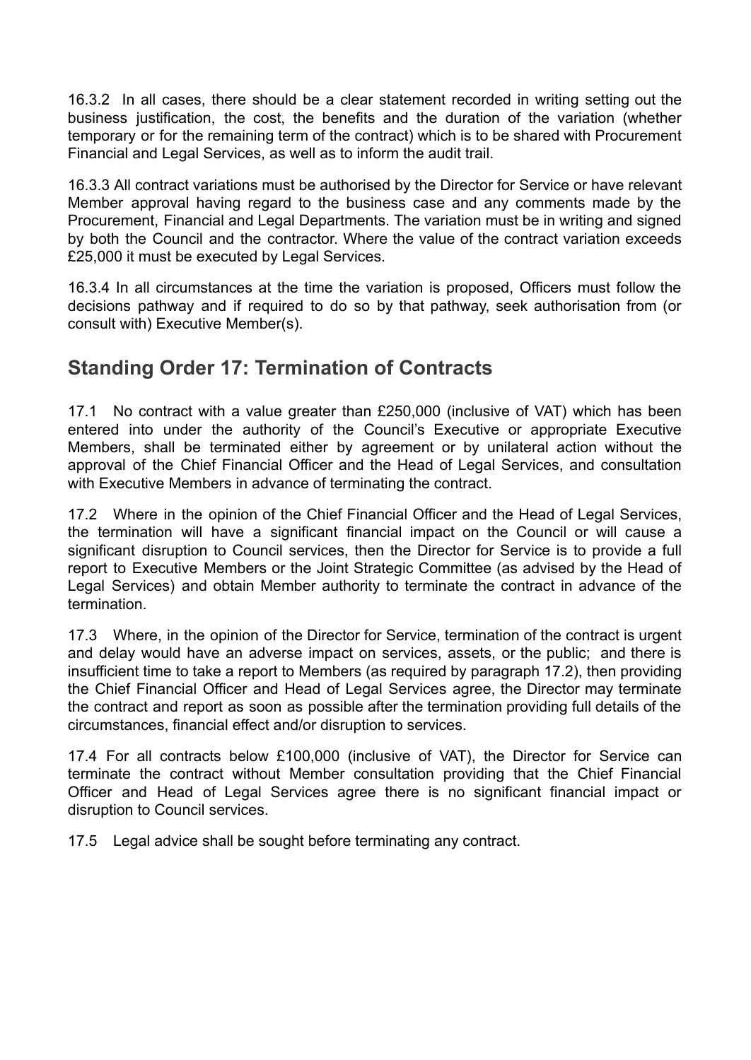16.3.2 In all cases, there should be a clear statement recorded in writing setting out the business justification, the cost, the benefits and the duration of the variation (whether temporary or for the remaining term of the contract) which is to be shared with Procurement Financial and Legal Services, as well as to inform the audit trail.

16.3.3 All contract variations must be authorised by the Director for Service or have relevant Member approval having regard to the business case and any comments made by the Procurement, Financial and Legal Departments. The variation must be in writing and signed by both the Council and the contractor. Where the value of the contract variation exceeds £25,000 it must be executed by Legal Services.

16.3.4 In all circumstances at the time the variation is proposed, Officers must follow the decisions pathway and if required to do so by that pathway, seek authorisation from (or consult with) Executive Member(s).

## Standing Order 17: Termination of Contracts

17.1 No contract with a value greater than £250,000 (inclusive of VAT) which has been entered into under the authority of the Council's Executive or appropriate Executive Members, shall be terminated either by agreement or by unilateral action without the approval of the Chief Financial Officer and the Head of Legal Services, and consultation with Executive Members in advance of terminating the contract.

17.2 Where in the opinion of the Chief Financial Officer and the Head of Legal Services, the termination will have a significant financial impact on the Council or will cause a significant disruption to Council services, then the Director for Service is to provide a full report to Executive Members or the Joint Strategic Committee (as advised by the Head of Legal Services) and obtain Member authority to terminate the contract in advance of the termination.

17.3 Where, in the opinion of the Director for Service, termination of the contract is urgent and delay would have an adverse impact on services, assets, or the public; and there is insufficient time to take a report to Members (as required by paragraph 17.2), then providing the Chief Financial Officer and Head of Legal Services agree, the Director may terminate the contract and report as soon as possible after the termination providing full details of the circumstances, financial effect and/or disruption to services.

17.4 For all contracts below £100,000 (inclusive of VAT), the Director for Service can terminate the contract without Member consultation providing that the Chief Financial Officer and Head of Legal Services agree there is no significant financial impact or disruption to Council services.

17.5 Legal advice shall be sought before terminating any contract.